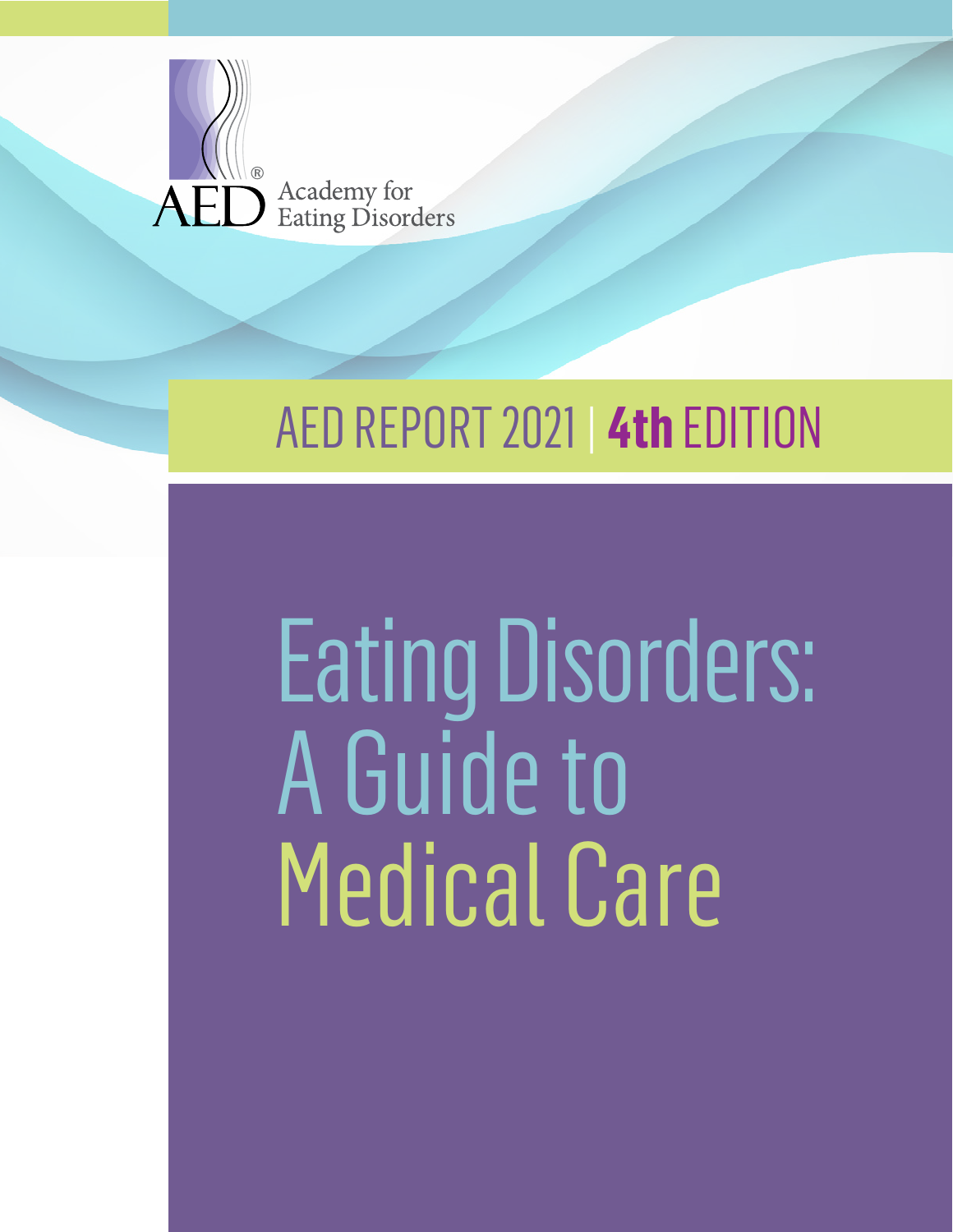AED® Academy for Eating Disorders

AED REPORT 2021 | **4th** EDITION

# Eating Disorders: A Guide to Medical Care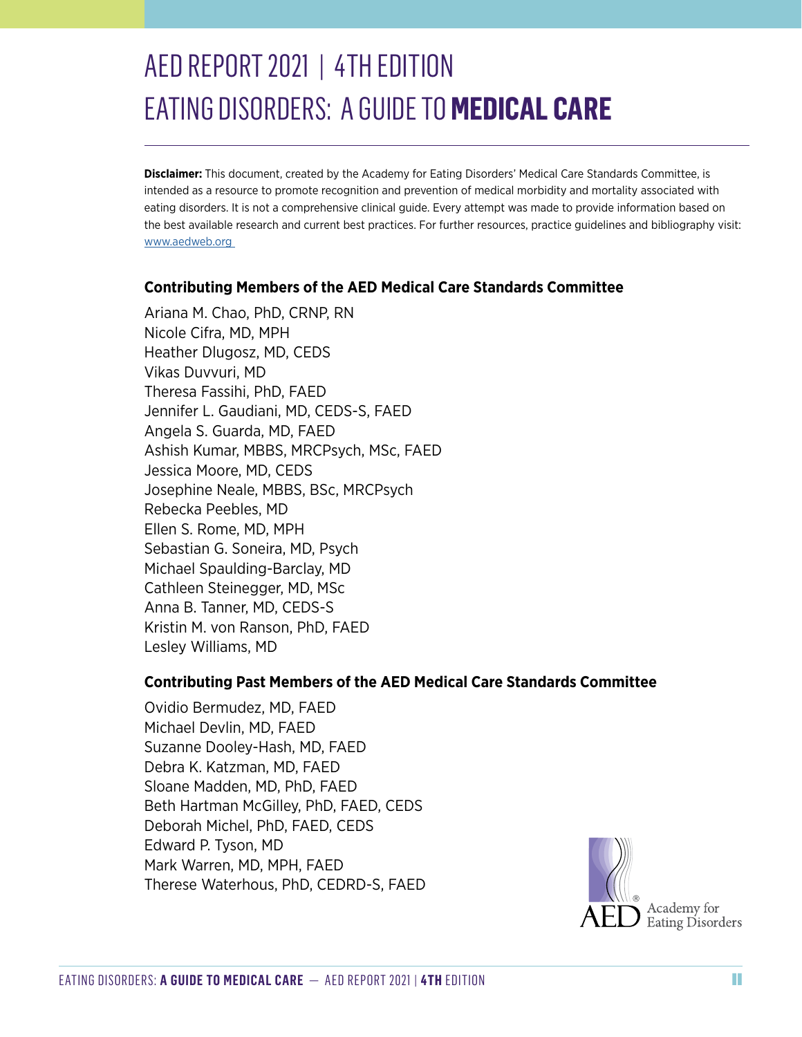# AED REPORT 2021 | 4TH EDITION
# EATING DISORDERS: A GUIDE TO **MEDICAL CARE**

**Disclaimer:** This document, created by the Academy for Eating Disorders' Medical Care Standards Committee, is intended as a resource to promote recognition and prevention of medical morbidity and mortality associated with eating disorders. It is not a comprehensive clinical guide. Every attempt was made to provide information based on the best available research and current best practices. For further resources, practice guidelines and bibliography visit: www.aedweb.org

### Contributing Members of the AED Medical Care Standards Committee

Ariana M. Chao, PhD, CRNP, RN
Nicole Cifra, MD, MPH
Heather Dlugosz, MD, CEDS
Vikas Duvvuri, MD
Theresa Fassihi, PhD, FAED
Jennifer L. Gaudiani, MD, CEDS-S, FAED
Angela S. Guarda, MD, FAED
Ashish Kumar, MBBS, MRCPsych, MSc, FAED
Jessica Moore, MD, CEDS
Josephine Neale, MBBS, BSc, MRCPsych
Rebecka Peebles, MD
Ellen S. Rome, MD, MPH
Sebastian G. Soneira, MD, Psych
Michael Spaulding-Barclay, MD
Cathleen Steinegger, MD, MSc
Anna B. Tanner, MD, CEDS-S
Kristin M. von Ranson, PhD, FAED
Lesley Williams, MD

### Contributing Past Members of the AED Medical Care Standards Committee

Ovidio Bermudez, MD, FAED
Michael Devlin, MD, FAED
Suzanne Dooley-Hash, MD, FAED
Debra K. Katzman, MD, FAED
Sloane Madden, MD, PhD, FAED
Beth Hartman McGilley, PhD, FAED, CEDS
Deborah Michel, PhD, FAED, CEDS
Edward P. Tyson, MD
Mark Warren, MD, MPH, FAED
Therese Waterhous, PhD, CEDRD-S, FAED

AED® Academy for Eating Disorders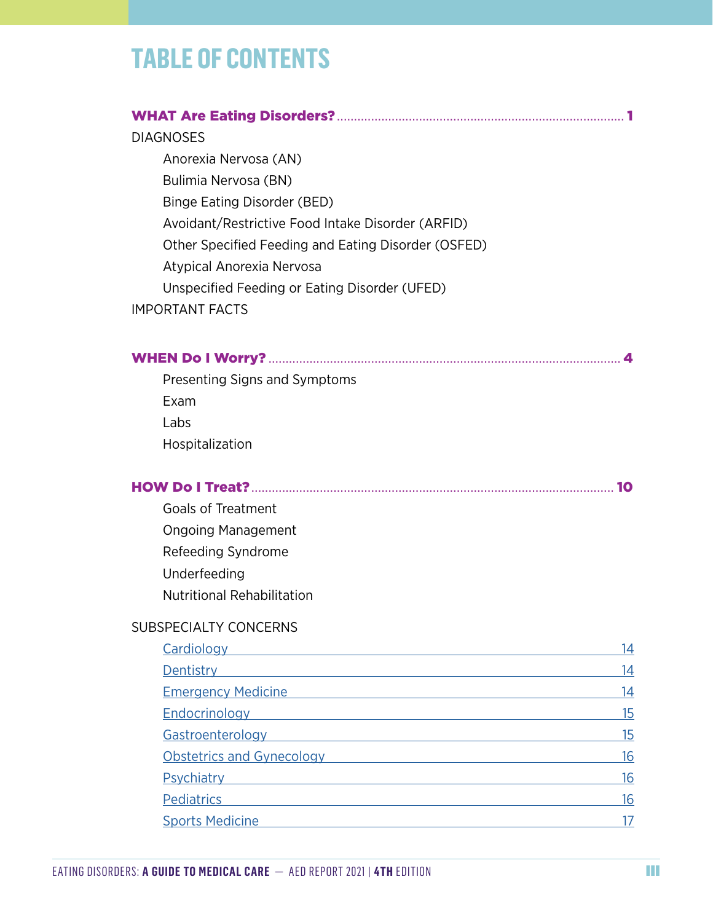# TABLE OF CONTENTS

**WHAT Are Eating Disorders?** ........ **1**

DIAGNOSES

- Anorexia Nervosa (AN)
- Bulimia Nervosa (BN)
- Binge Eating Disorder (BED)
- Avoidant/Restrictive Food Intake Disorder (ARFID)
- Other Specified Feeding and Eating Disorder (OSFED)
- Atypical Anorexia Nervosa
- Unspecified Feeding or Eating Disorder (UFED)

IMPORTANT FACTS

**WHEN Do I Worry?** ........ **4**

- Presenting Signs and Symptoms
- Exam
- Labs
- Hospitalization

**HOW Do I Treat?** ........ **10**

- Goals of Treatment
- Ongoing Management
- Refeeding Syndrome
- Underfeeding
- Nutritional Rehabilitation

SUBSPECIALTY CONCERNS

- Cardiology 14
- Dentistry 14
- Emergency Medicine 14
- Endocrinology 15
- Gastroenterology 15
- Obstetrics and Gynecology 16
- Psychiatry 16
- Pediatrics 16
- Sports Medicine 17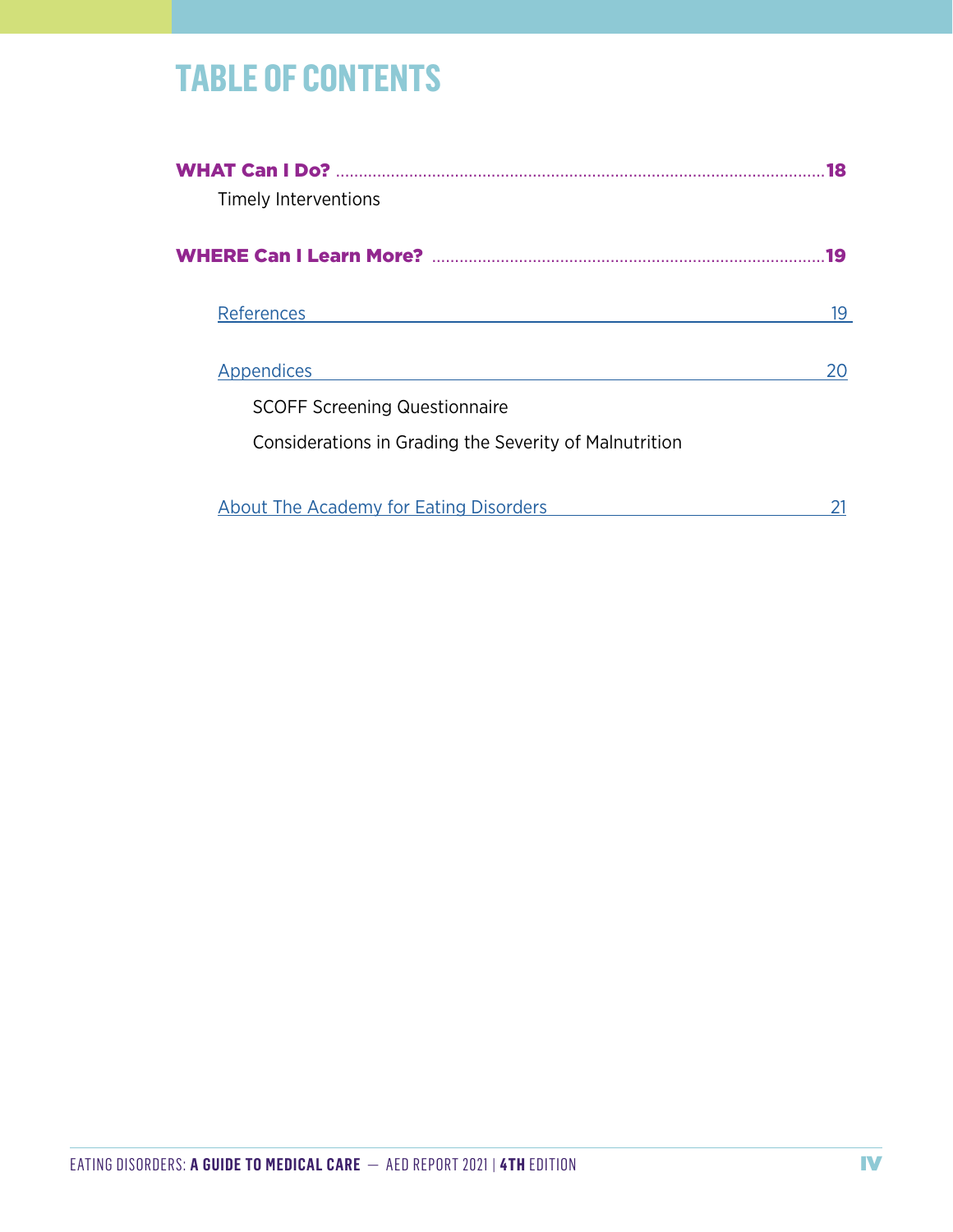# TABLE OF CONTENTS

**WHAT Can I Do?** .......... **18**

Timely Interventions

**WHERE Can I Learn More?** .......... **19**

References 19

Appendices 20

SCOFF Screening Questionnaire

Considerations in Grading the Severity of Malnutrition

About The Academy for Eating Disorders 21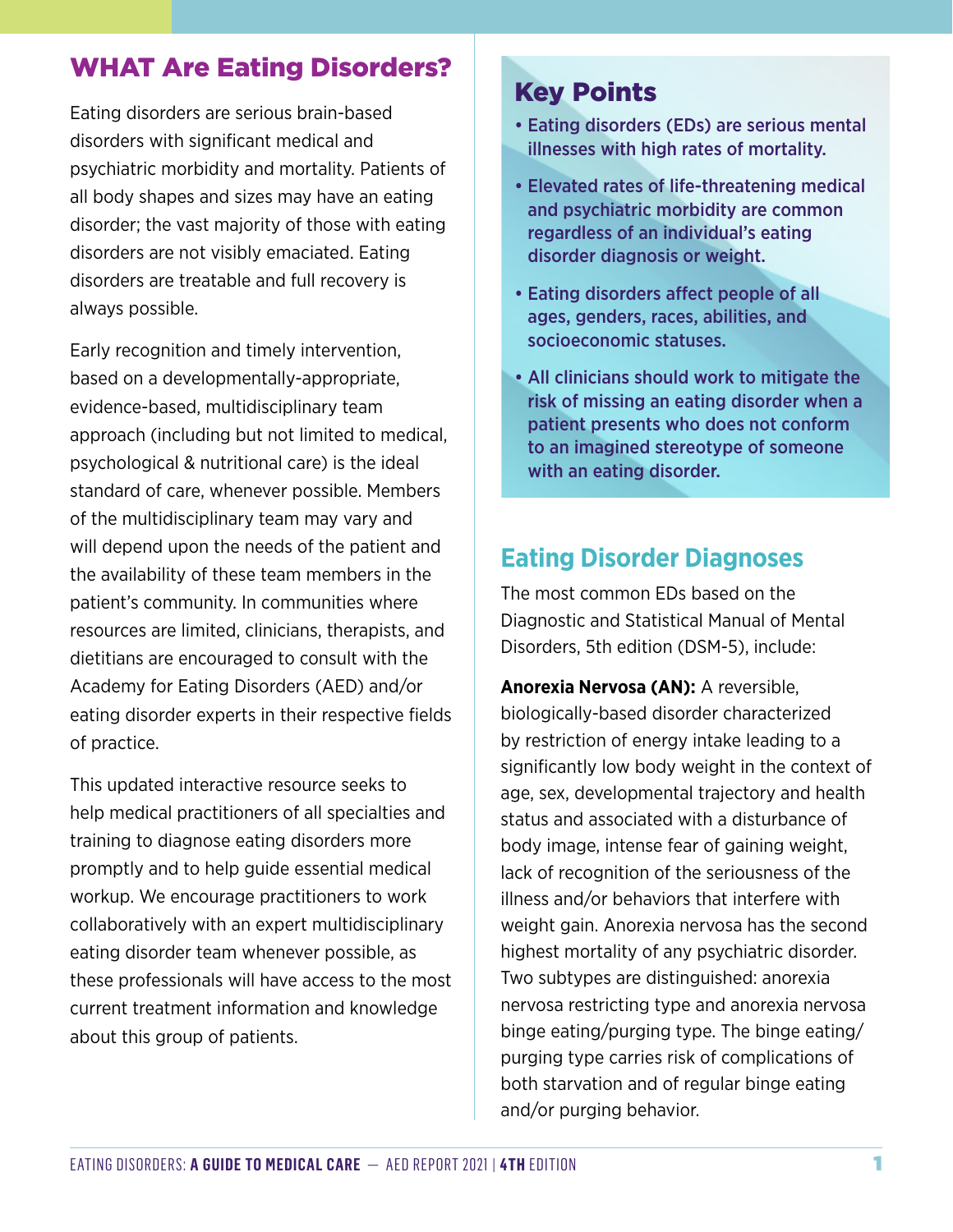# WHAT Are Eating Disorders?

Eating disorders are serious brain-based disorders with significant medical and psychiatric morbidity and mortality. Patients of all body shapes and sizes may have an eating disorder; the vast majority of those with eating disorders are not visibly emaciated. Eating disorders are treatable and full recovery is always possible.

Early recognition and timely intervention, based on a developmentally-appropriate, evidence-based, multidisciplinary team approach (including but not limited to medical, psychological & nutritional care) is the ideal standard of care, whenever possible. Members of the multidisciplinary team may vary and will depend upon the needs of the patient and the availability of these team members in the patient's community. In communities where resources are limited, clinicians, therapists, and dietitians are encouraged to consult with the Academy for Eating Disorders (AED) and/or eating disorder experts in their respective fields of practice.

This updated interactive resource seeks to help medical practitioners of all specialties and training to diagnose eating disorders more promptly and to help guide essential medical workup. We encourage practitioners to work collaboratively with an expert multidisciplinary eating disorder team whenever possible, as these professionals will have access to the most current treatment information and knowledge about this group of patients.

## Key Points

- **Eating disorders (EDs) are serious mental illnesses with high rates of mortality.**
- **Elevated rates of life-threatening medical and psychiatric morbidity are common regardless of an individual's eating disorder diagnosis or weight.**
- **Eating disorders affect people of all ages, genders, races, abilities, and socioeconomic statuses.**
- **All clinicians should work to mitigate the risk of missing an eating disorder when a patient presents who does not conform to an imagined stereotype of someone with an eating disorder.**

## Eating Disorder Diagnoses

The most common EDs based on the Diagnostic and Statistical Manual of Mental Disorders, 5th edition (DSM-5), include:

**Anorexia Nervosa (AN):** A reversible, biologically-based disorder characterized by restriction of energy intake leading to a significantly low body weight in the context of age, sex, developmental trajectory and health status and associated with a disturbance of body image, intense fear of gaining weight, lack of recognition of the seriousness of the illness and/or behaviors that interfere with weight gain. Anorexia nervosa has the second highest mortality of any psychiatric disorder. Two subtypes are distinguished: anorexia nervosa restricting type and anorexia nervosa binge eating/purging type. The binge eating/purging type carries risk of complications of both starvation and of regular binge eating and/or purging behavior.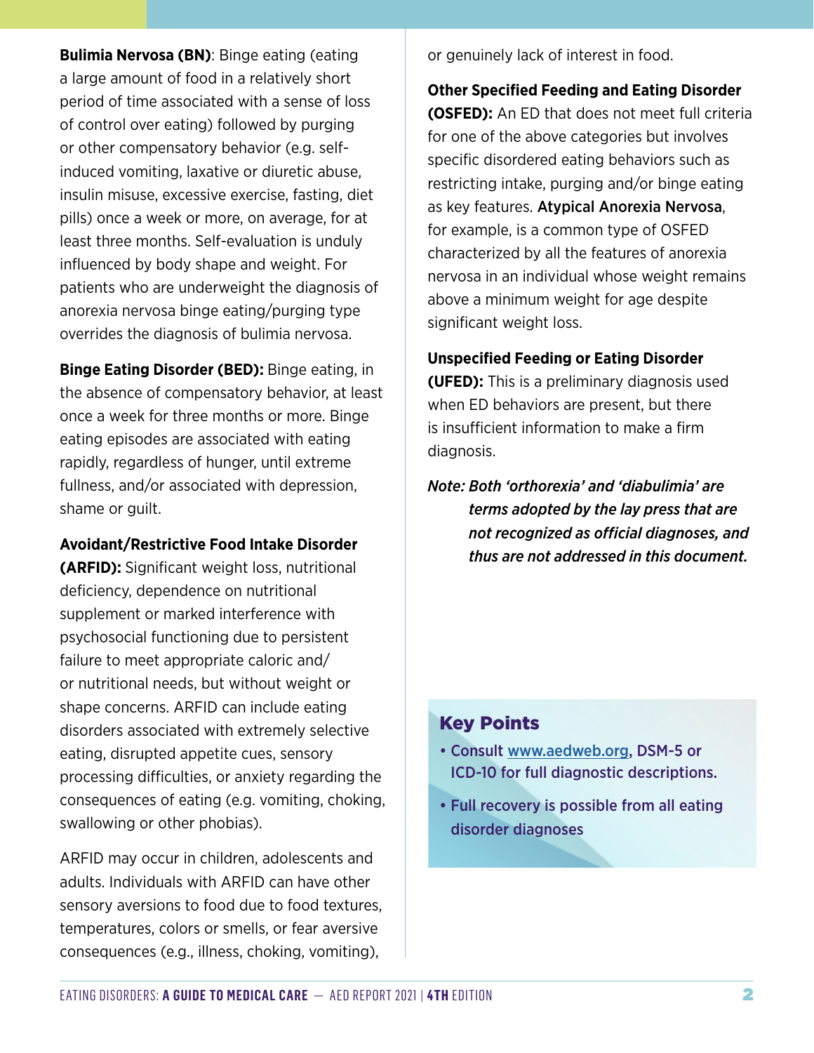**Bulimia Nervosa (BN)**: Binge eating (eating a large amount of food in a relatively short period of time associated with a sense of loss of control over eating) followed by purging or other compensatory behavior (e.g. self-induced vomiting, laxative or diuretic abuse, insulin misuse, excessive exercise, fasting, diet pills) once a week or more, on average, for at least three months. Self-evaluation is unduly influenced by body shape and weight. For patients who are underweight the diagnosis of anorexia nervosa binge eating/purging type overrides the diagnosis of bulimia nervosa.

**Binge Eating Disorder (BED):** Binge eating, in the absence of compensatory behavior, at least once a week for three months or more. Binge eating episodes are associated with eating rapidly, regardless of hunger, until extreme fullness, and/or associated with depression, shame or guilt.

**Avoidant/Restrictive Food Intake Disorder (ARFID):** Significant weight loss, nutritional deficiency, dependence on nutritional supplement or marked interference with psychosocial functioning due to persistent failure to meet appropriate caloric and/or nutritional needs, but without weight or shape concerns. ARFID can include eating disorders associated with extremely selective eating, disrupted appetite cues, sensory processing difficulties, or anxiety regarding the consequences of eating (e.g. vomiting, choking, swallowing or other phobias).

ARFID may occur in children, adolescents and adults. Individuals with ARFID can have other sensory aversions to food due to food textures, temperatures, colors or smells, or fear aversive consequences (e.g., illness, choking, vomiting), or genuinely lack of interest in food.

**Other Specified Feeding and Eating Disorder (OSFED):** An ED that does not meet full criteria for one of the above categories but involves specific disordered eating behaviors such as restricting intake, purging and/or binge eating as key features. **Atypical Anorexia Nervosa**, for example, is a common type of OSFED characterized by all the features of anorexia nervosa in an individual whose weight remains above a minimum weight for age despite significant weight loss.

**Unspecified Feeding or Eating Disorder (UFED):** This is a preliminary diagnosis used when ED behaviors are present, but there is insufficient information to make a firm diagnosis.

***Note: Both 'orthorexia' and 'diabulimia' are terms adopted by the lay press that are not recognized as official diagnoses, and thus are not addressed in this document.***

## Key Points

- **Consult [www.aedweb.org](http://www.aedweb.org), DSM-5 or ICD-10 for full diagnostic descriptions.**
- **Full recovery is possible from all eating disorder diagnoses**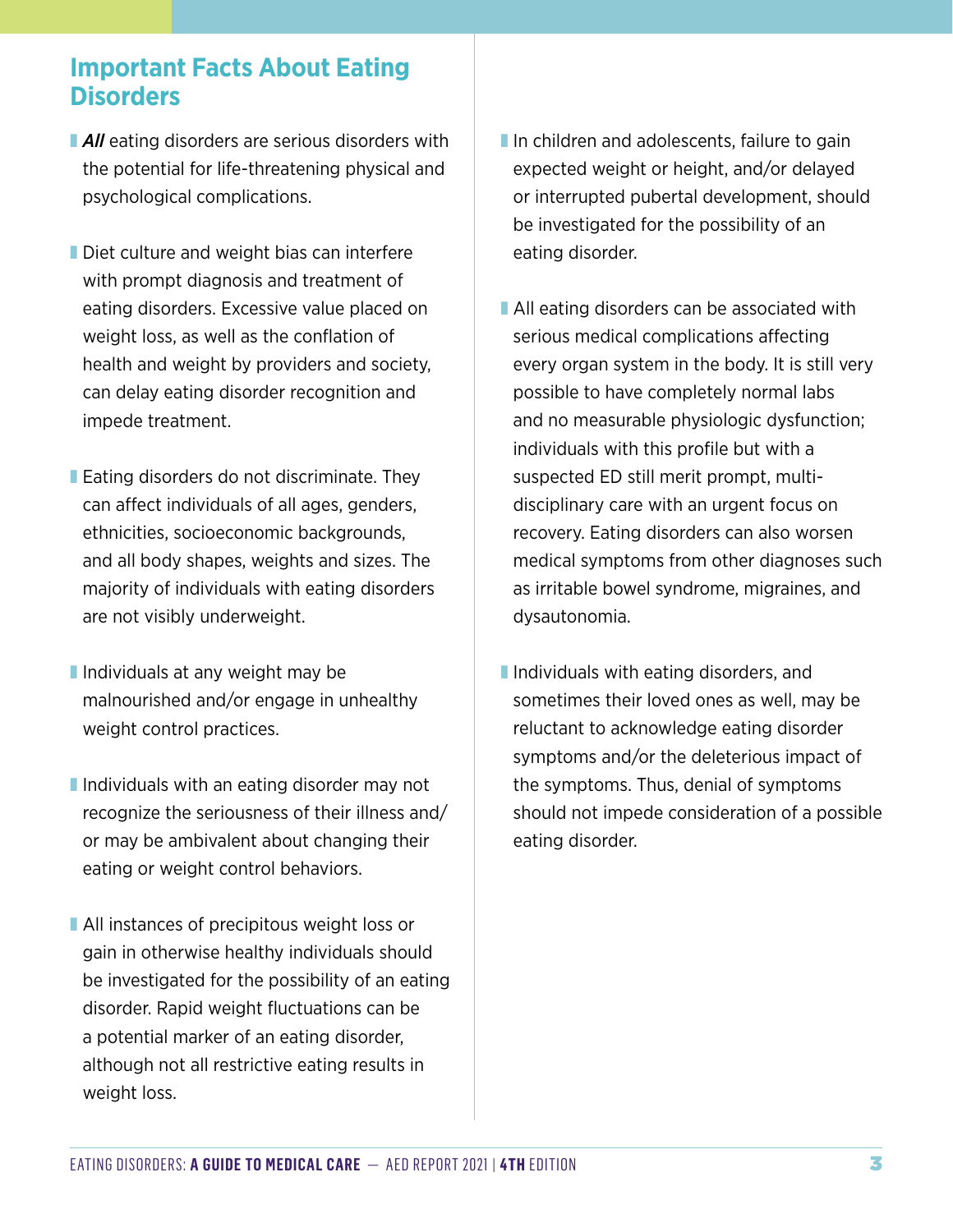## Important Facts About Eating Disorders

- ***All*** eating disorders are serious disorders with the potential for life-threatening physical and psychological complications.

- Diet culture and weight bias can interfere with prompt diagnosis and treatment of eating disorders. Excessive value placed on weight loss, as well as the conflation of health and weight by providers and society, can delay eating disorder recognition and impede treatment.

- Eating disorders do not discriminate. They can affect individuals of all ages, genders, ethnicities, socioeconomic backgrounds, and all body shapes, weights and sizes. The majority of individuals with eating disorders are not visibly underweight.

- Individuals at any weight may be malnourished and/or engage in unhealthy weight control practices.

- Individuals with an eating disorder may not recognize the seriousness of their illness and/or may be ambivalent about changing their eating or weight control behaviors.

- All instances of precipitous weight loss or gain in otherwise healthy individuals should be investigated for the possibility of an eating disorder. Rapid weight fluctuations can be a potential marker of an eating disorder, although not all restrictive eating results in weight loss.

- In children and adolescents, failure to gain expected weight or height, and/or delayed or interrupted pubertal development, should be investigated for the possibility of an eating disorder.

- All eating disorders can be associated with serious medical complications affecting every organ system in the body. It is still very possible to have completely normal labs and no measurable physiologic dysfunction; individuals with this profile but with a suspected ED still merit prompt, multi-disciplinary care with an urgent focus on recovery. Eating disorders can also worsen medical symptoms from other diagnoses such as irritable bowel syndrome, migraines, and dysautonomia.

- Individuals with eating disorders, and sometimes their loved ones as well, may be reluctant to acknowledge eating disorder symptoms and/or the deleterious impact of the symptoms. Thus, denial of symptoms should not impede consideration of a possible eating disorder.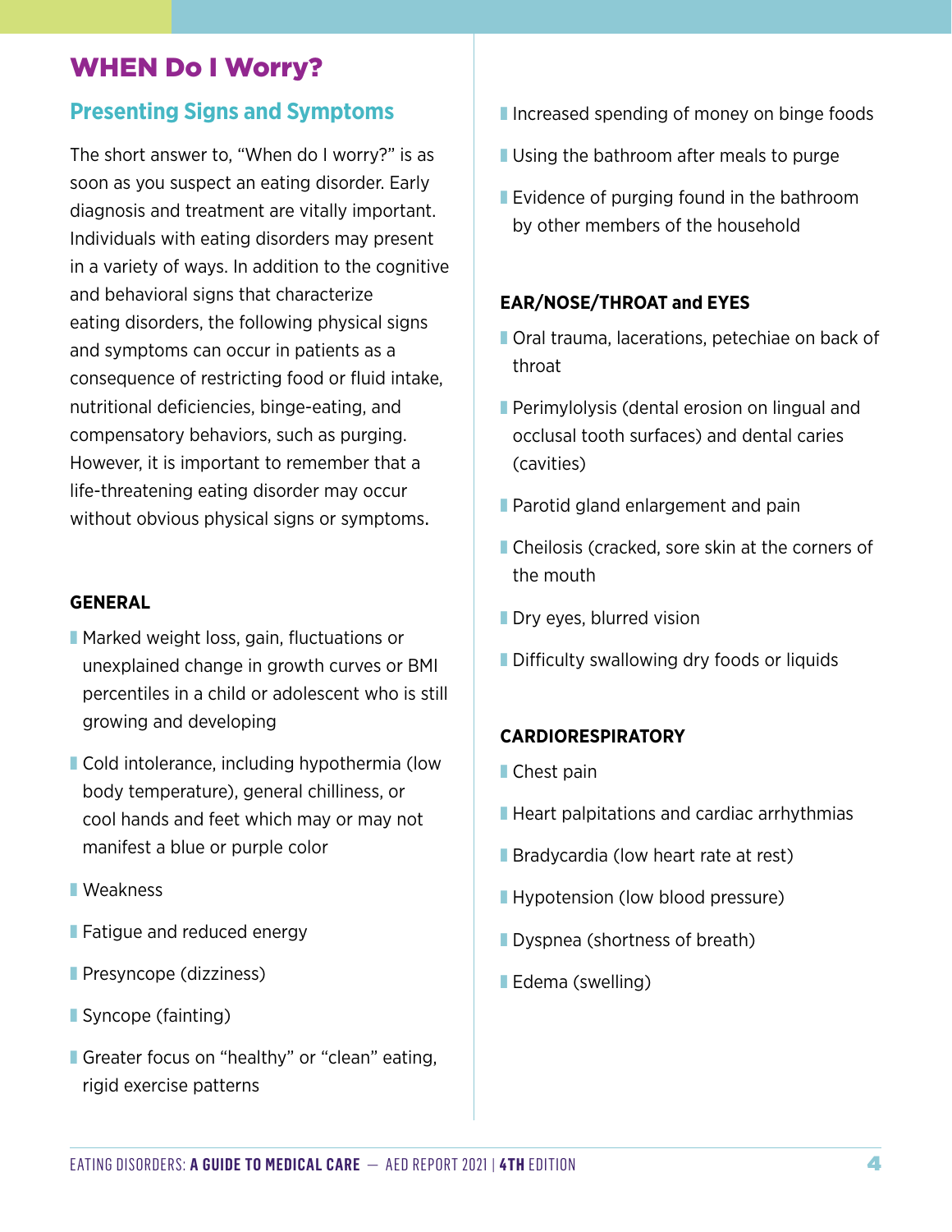# WHEN Do I Worry?

## Presenting Signs and Symptoms

The short answer to, "When do I worry?" is as soon as you suspect an eating disorder. Early diagnosis and treatment are vitally important. Individuals with eating disorders may present in a variety of ways. In addition to the cognitive and behavioral signs that characterize eating disorders, the following physical signs and symptoms can occur in patients as a consequence of restricting food or fluid intake, nutritional deficiencies, binge-eating, and compensatory behaviors, such as purging. However, it is important to remember that a life-threatening eating disorder may occur without obvious physical signs or symptoms.

#### GENERAL

- Marked weight loss, gain, fluctuations or unexplained change in growth curves or BMI percentiles in a child or adolescent who is still growing and developing
- Cold intolerance, including hypothermia (low body temperature), general chilliness, or cool hands and feet which may or may not manifest a blue or purple color
- Weakness
- Fatigue and reduced energy
- Presyncope (dizziness)
- Syncope (fainting)
- Greater focus on "healthy" or "clean" eating, rigid exercise patterns
- Increased spending of money on binge foods
- Using the bathroom after meals to purge
- Evidence of purging found in the bathroom by other members of the household

#### EAR/NOSE/THROAT and EYES

- Oral trauma, lacerations, petechiae on back of throat
- Perimylolysis (dental erosion on lingual and occlusal tooth surfaces) and dental caries (cavities)
- Parotid gland enlargement and pain
- Cheilosis (cracked, sore skin at the corners of the mouth
- Dry eyes, blurred vision
- Difficulty swallowing dry foods or liquids

#### CARDIORESPIRATORY

- Chest pain
- Heart palpitations and cardiac arrhythmias
- Bradycardia (low heart rate at rest)
- Hypotension (low blood pressure)
- Dyspnea (shortness of breath)
- Edema (swelling)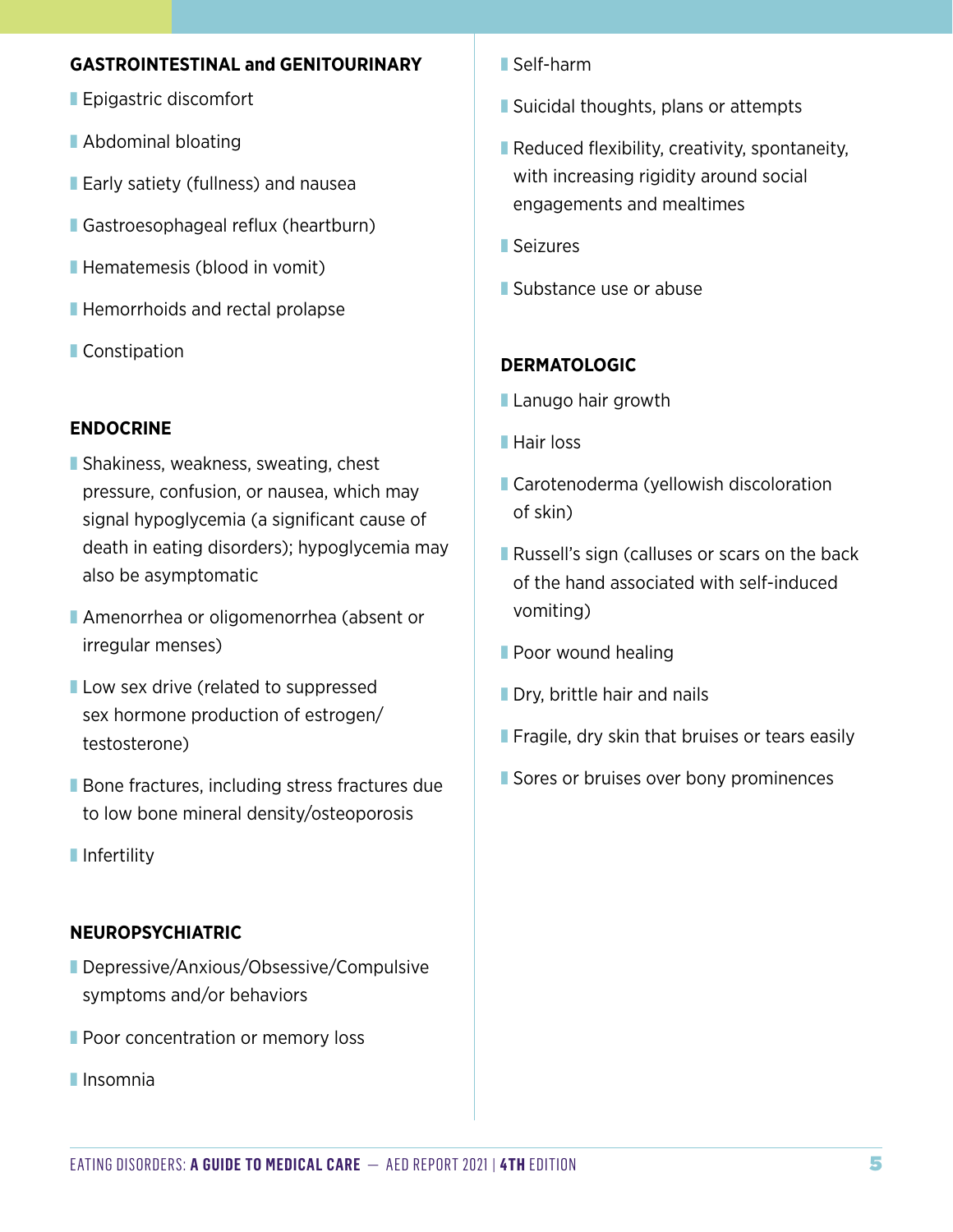### GASTROINTESTINAL and GENITOURINARY

- Epigastric discomfort
- Abdominal bloating
- Early satiety (fullness) and nausea
- Gastroesophageal reflux (heartburn)
- Hematemesis (blood in vomit)
- Hemorrhoids and rectal prolapse
- Constipation

### ENDOCRINE

- Shakiness, weakness, sweating, chest pressure, confusion, or nausea, which may signal hypoglycemia (a significant cause of death in eating disorders); hypoglycemia may also be asymptomatic
- Amenorrhea or oligomenorrhea (absent or irregular menses)
- Low sex drive (related to suppressed sex hormone production of estrogen/testosterone)
- Bone fractures, including stress fractures due to low bone mineral density/osteoporosis
- Infertility

### NEUROPSYCHIATRIC

- Depressive/Anxious/Obsessive/Compulsive symptoms and/or behaviors
- Poor concentration or memory loss
- Insomnia
- Self-harm
- Suicidal thoughts, plans or attempts
- Reduced flexibility, creativity, spontaneity, with increasing rigidity around social engagements and mealtimes
- Seizures
- Substance use or abuse

### DERMATOLOGIC

- Lanugo hair growth
- Hair loss
- Carotenoderma (yellowish discoloration of skin)
- Russell's sign (calluses or scars on the back of the hand associated with self-induced vomiting)
- Poor wound healing
- Dry, brittle hair and nails
- Fragile, dry skin that bruises or tears easily
- Sores or bruises over bony prominences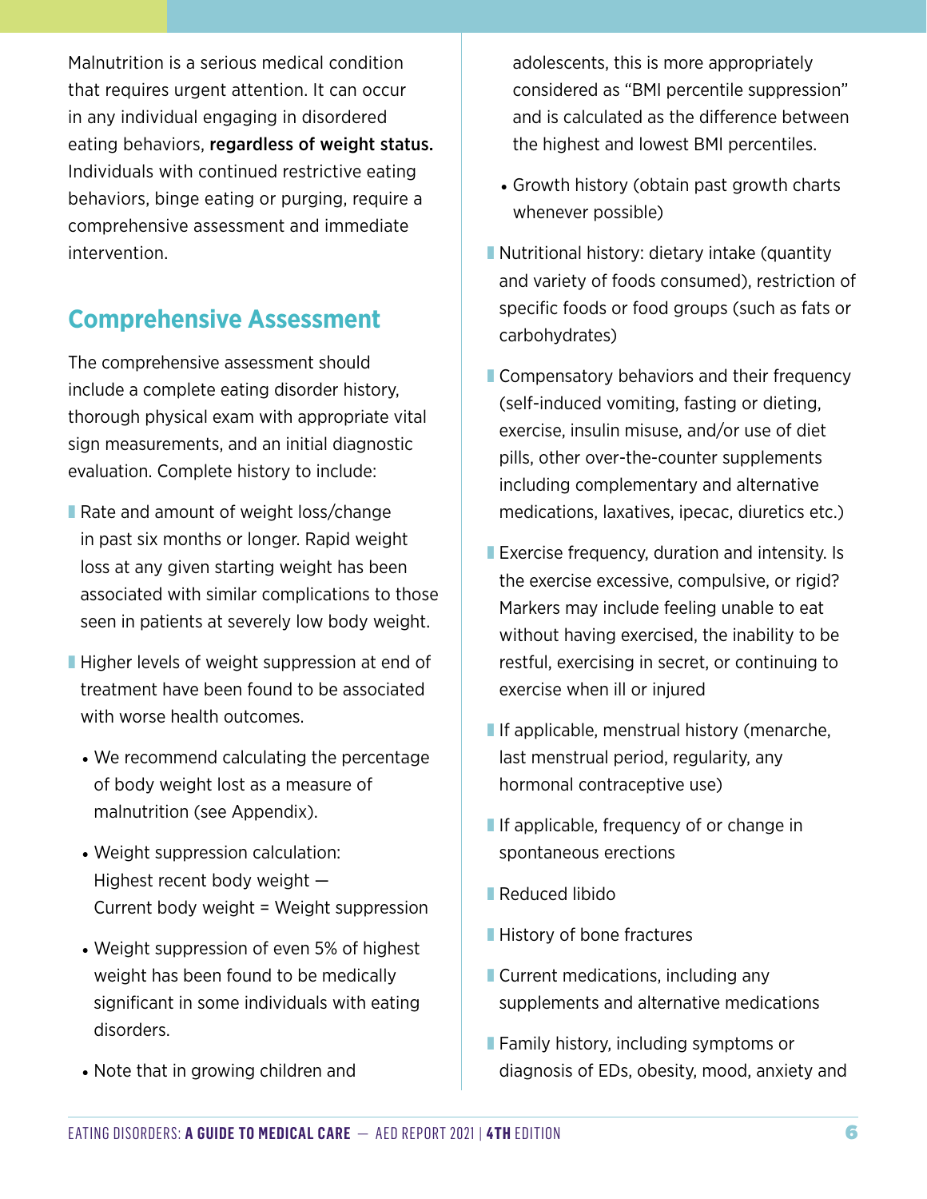Malnutrition is a serious medical condition that requires urgent attention. It can occur in any individual engaging in disordered eating behaviors, **regardless of weight status.** Individuals with continued restrictive eating behaviors, binge eating or purging, require a comprehensive assessment and immediate intervention.

## Comprehensive Assessment

The comprehensive assessment should include a complete eating disorder history, thorough physical exam with appropriate vital sign measurements, and an initial diagnostic evaluation. Complete history to include:

- Rate and amount of weight loss/change in past six months or longer. Rapid weight loss at any given starting weight has been associated with similar complications to those seen in patients at severely low body weight.
- Higher levels of weight suppression at end of treatment have been found to be associated with worse health outcomes.
  - We recommend calculating the percentage of body weight lost as a measure of malnutrition (see Appendix).
  - Weight suppression calculation: Highest recent body weight — Current body weight = Weight suppression
  - Weight suppression of even 5% of highest weight has been found to be medically significant in some individuals with eating disorders.
  - Note that in growing children and adolescents, this is more appropriately considered as "BMI percentile suppression" and is calculated as the difference between the highest and lowest BMI percentiles.
  - Growth history (obtain past growth charts whenever possible)
- Nutritional history: dietary intake (quantity and variety of foods consumed), restriction of specific foods or food groups (such as fats or carbohydrates)
- Compensatory behaviors and their frequency (self-induced vomiting, fasting or dieting, exercise, insulin misuse, and/or use of diet pills, other over-the-counter supplements including complementary and alternative medications, laxatives, ipecac, diuretics etc.)
- Exercise frequency, duration and intensity. Is the exercise excessive, compulsive, or rigid? Markers may include feeling unable to eat without having exercised, the inability to be restful, exercising in secret, or continuing to exercise when ill or injured
- If applicable, menstrual history (menarche, last menstrual period, regularity, any hormonal contraceptive use)
- If applicable, frequency of or change in spontaneous erections
- Reduced libido
- History of bone fractures
- Current medications, including any supplements and alternative medications
- Family history, including symptoms or diagnosis of EDs, obesity, mood, anxiety and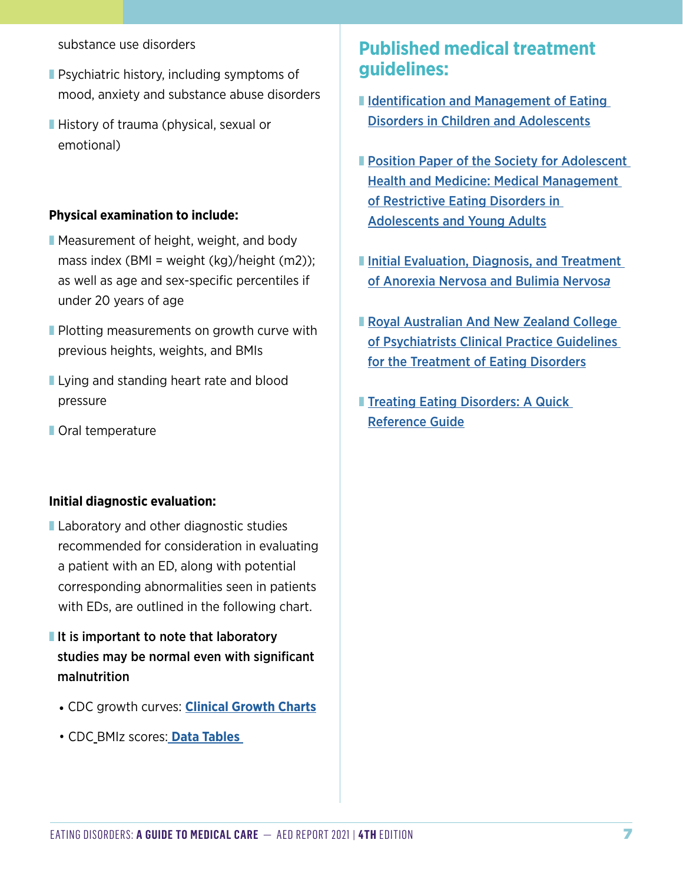substance use disorders

- Psychiatric history, including symptoms of mood, anxiety and substance abuse disorders
- History of trauma (physical, sexual or emotional)

**Physical examination to include:**

- Measurement of height, weight, and body mass index (BMI = weight (kg)/height (m2)); as well as age and sex-specific percentiles if under 20 years of age
- Plotting measurements on growth curve with previous heights, weights, and BMIs
- Lying and standing heart rate and blood pressure
- Oral temperature

**Initial diagnostic evaluation:**

- Laboratory and other diagnostic studies recommended for consideration in evaluating a patient with an ED, along with potential corresponding abnormalities seen in patients with EDs, are outlined in the following chart.
- **It is important to note that laboratory studies may be normal even with significant malnutrition**
  - CDC growth curves: **Clinical Growth Charts**
  - CDC BMIz scores: **Data Tables**

## Published medical treatment guidelines:

- Identification and Management of Eating Disorders in Children and Adolescents
- Position Paper of the Society for Adolescent Health and Medicine: Medical Management of Restrictive Eating Disorders in Adolescents and Young Adults
- Initial Evaluation, Diagnosis, and Treatment of Anorexia Nervosa and Bulimia Nervos*a*
- Royal Australian And New Zealand College of Psychiatrists Clinical Practice Guidelines for the Treatment of Eating Disorders
- Treating Eating Disorders: A Quick Reference Guide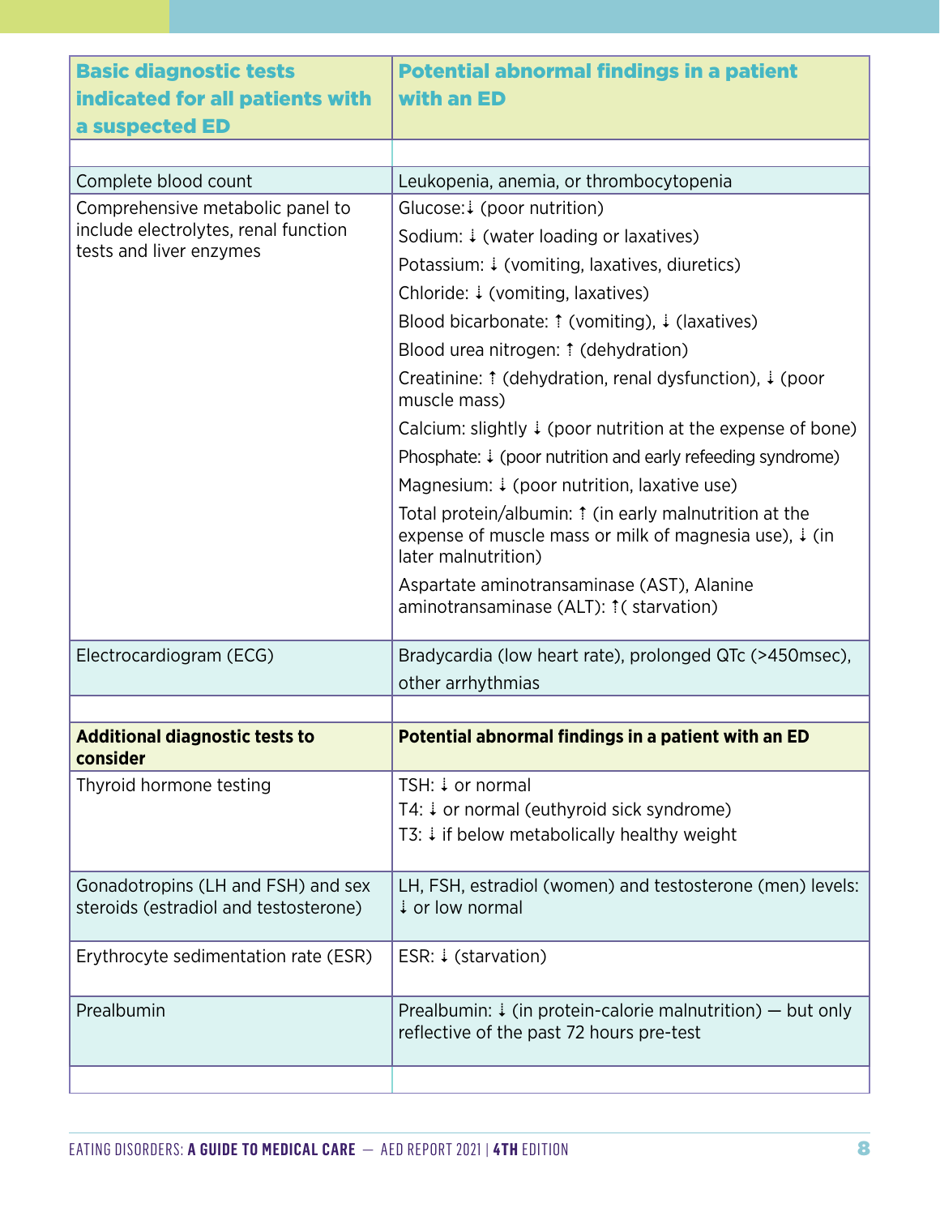| Basic diagnostic tests indicated for all patients with a suspected ED | Potential abnormal findings in a patient with an ED |
|---|---|
| | |
| Complete blood count | Leukopenia, anemia, or thrombocytopenia |
| Comprehensive metabolic panel to include electrolytes, renal function tests and liver enzymes | Glucose:↓ (poor nutrition)<br>Sodium: ↓ (water loading or laxatives)<br>Potassium: ↓ (vomiting, laxatives, diuretics)<br>Chloride: ↓ (vomiting, laxatives)<br>Blood bicarbonate: ↑ (vomiting), ↓ (laxatives)<br>Blood urea nitrogen: ↑ (dehydration)<br>Creatinine: ↑ (dehydration, renal dysfunction), ↓ (poor muscle mass)<br>Calcium: slightly ↓ (poor nutrition at the expense of bone)<br>Phosphate: ↓ (poor nutrition and early refeeding syndrome)<br>Magnesium: ↓ (poor nutrition, laxative use)<br>Total protein/albumin: ↑ (in early malnutrition at the expense of muscle mass or milk of magnesia use), ↓ (in later malnutrition)<br>Aspartate aminotransaminase (AST), Alanine aminotransaminase (ALT): ↑( starvation) |
| Electrocardiogram (ECG) | Bradycardia (low heart rate), prolonged QTc (>450msec), other arrhythmias |
| | |
| **Additional diagnostic tests to consider** | **Potential abnormal findings in a patient with an ED** |
| Thyroid hormone testing | TSH: ↓ or normal<br>T4: ↓ or normal (euthyroid sick syndrome)<br>T3: ↓ if below metabolically healthy weight |
| Gonadotropins (LH and FSH) and sex steroids (estradiol and testosterone) | LH, FSH, estradiol (women) and testosterone (men) levels: ↓ or low normal |
| Erythrocyte sedimentation rate (ESR) | ESR: ↓ (starvation) |
| Prealbumin | Prealbumin: ↓ (in protein-calorie malnutrition) — but only reflective of the past 72 hours pre-test |
| | |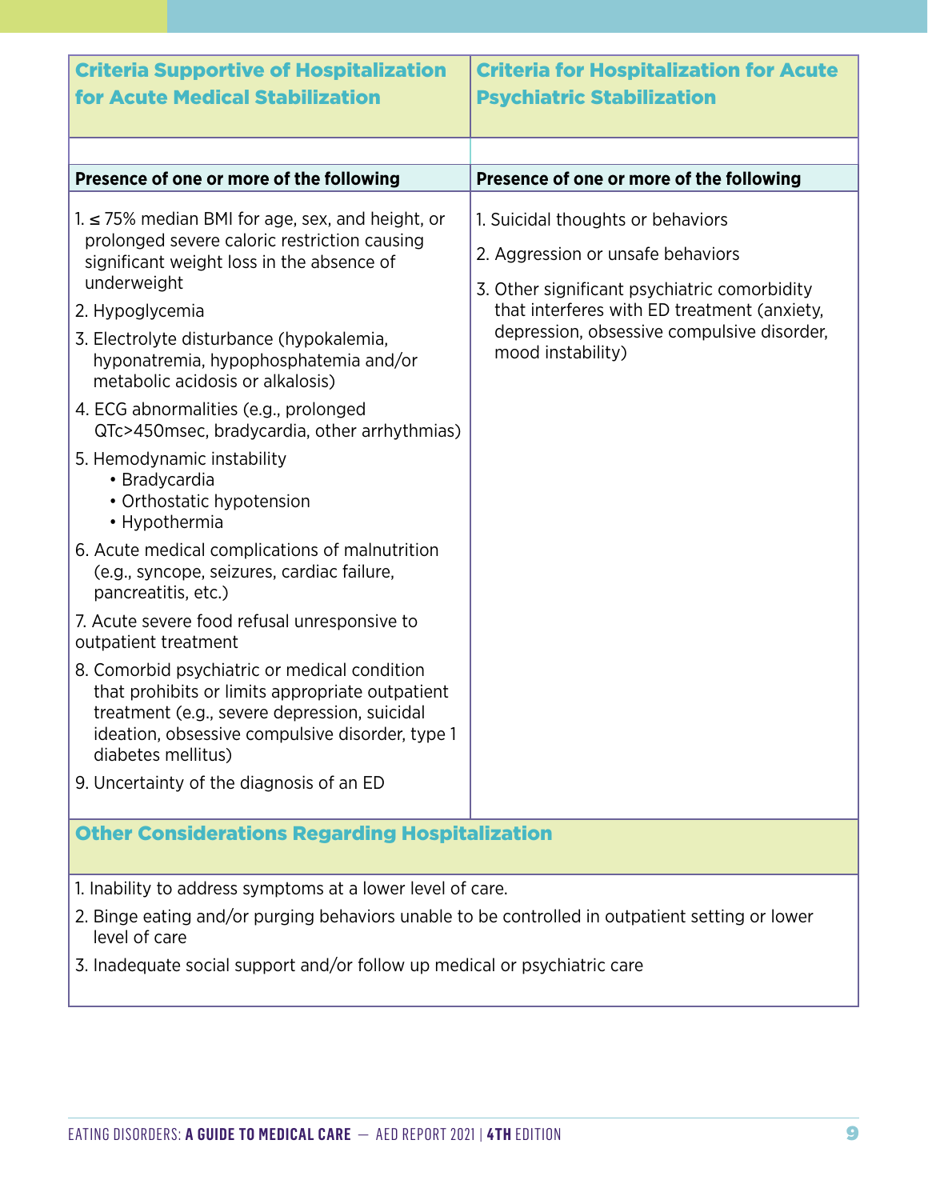| Criteria Supportive of Hospitalization for Acute Medical Stabilization | Criteria for Hospitalization for Acute Psychiatric Stabilization |
|---|---|
| **Presence of one or more of the following** | **Presence of one or more of the following** |
| 1. ≤ 75% median BMI for age, sex, and height, or prolonged severe caloric restriction causing significant weight loss in the absence of underweight<br>2. Hypoglycemia<br>3. Electrolyte disturbance (hypokalemia, hyponatremia, hypophosphatemia and/or metabolic acidosis or alkalosis)<br>4. ECG abnormalities (e.g., prolonged QTc>450msec, bradycardia, other arrhythmias)<br>5. Hemodynamic instability<br>• Bradycardia<br>• Orthostatic hypotension<br>• Hypothermia<br>6. Acute medical complications of malnutrition (e.g., syncope, seizures, cardiac failure, pancreatitis, etc.)<br>7. Acute severe food refusal unresponsive to outpatient treatment<br>8. Comorbid psychiatric or medical condition that prohibits or limits appropriate outpatient treatment (e.g., severe depression, suicidal ideation, obsessive compulsive disorder, type 1 diabetes mellitus)<br>9. Uncertainty of the diagnosis of an ED | 1. Suicidal thoughts or behaviors<br>2. Aggression or unsafe behaviors<br>3. Other significant psychiatric comorbidity that interferes with ED treatment (anxiety, depression, obsessive compulsive disorder, mood instability) |

**Other Considerations Regarding Hospitalization**

1. Inability to address symptoms at a lower level of care.
2. Binge eating and/or purging behaviors unable to be controlled in outpatient setting or lower level of care
3. Inadequate social support and/or follow up medical or psychiatric care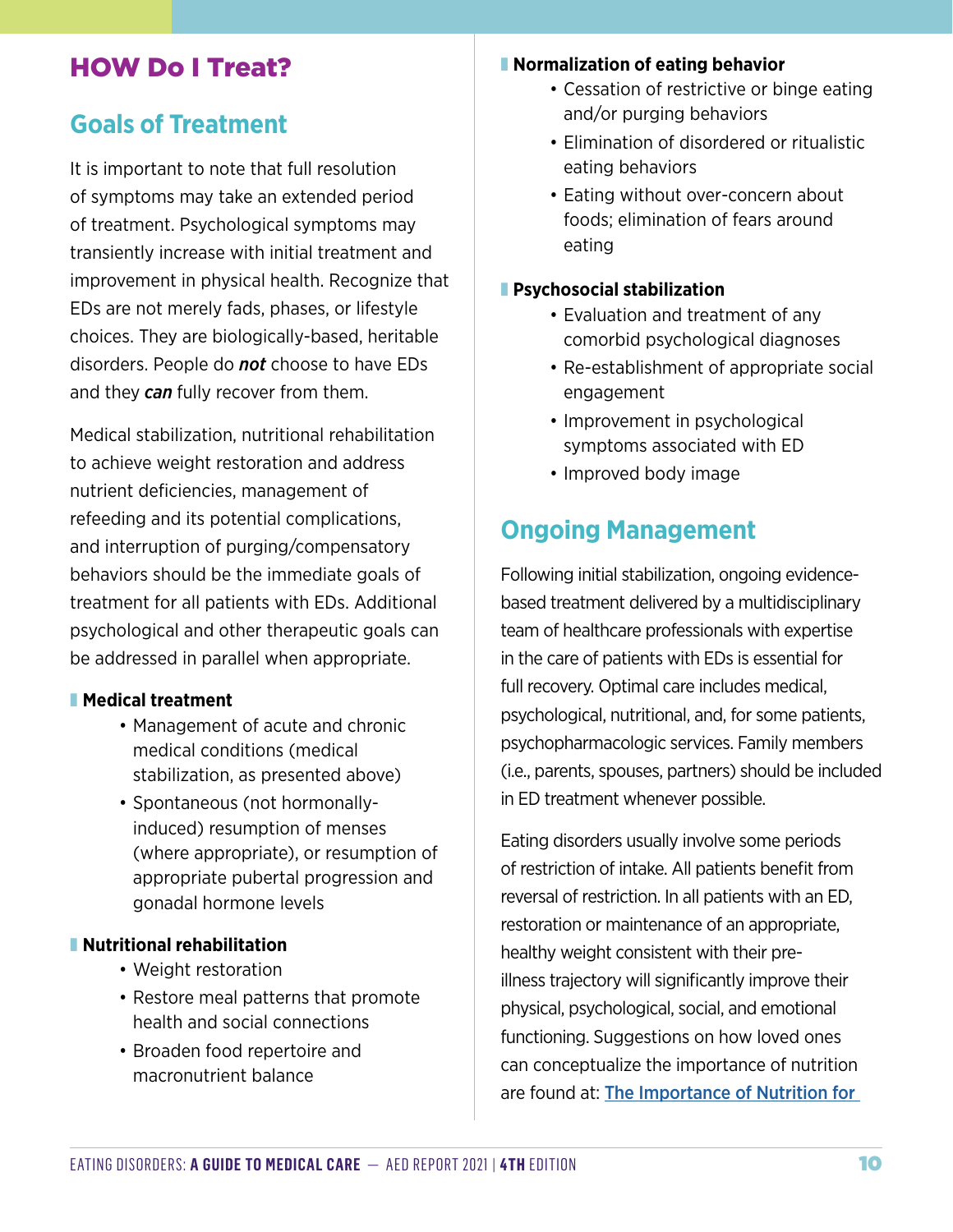# HOW Do I Treat?

## Goals of Treatment

It is important to note that full resolution of symptoms may take an extended period of treatment. Psychological symptoms may transiently increase with initial treatment and improvement in physical health. Recognize that EDs are not merely fads, phases, or lifestyle choices. They are biologically-based, heritable disorders. People do ***not*** choose to have EDs and they ***can*** fully recover from them.

Medical stabilization, nutritional rehabilitation to achieve weight restoration and address nutrient deficiencies, management of refeeding and its potential complications, and interruption of purging/compensatory behaviors should be the immediate goals of treatment for all patients with EDs. Additional psychological and other therapeutic goals can be addressed in parallel when appropriate.

**Medical treatment**

- Management of acute and chronic medical conditions (medical stabilization, as presented above)
- Spontaneous (not hormonally-induced) resumption of menses (where appropriate), or resumption of appropriate pubertal progression and gonadal hormone levels

**Nutritional rehabilitation**

- Weight restoration
- Restore meal patterns that promote health and social connections
- Broaden food repertoire and macronutrient balance

**Normalization of eating behavior**

- Cessation of restrictive or binge eating and/or purging behaviors
- Elimination of disordered or ritualistic eating behaviors
- Eating without over-concern about foods; elimination of fears around eating

**Psychosocial stabilization**

- Evaluation and treatment of any comorbid psychological diagnoses
- Re-establishment of appropriate social engagement
- Improvement in psychological symptoms associated with ED
- Improved body image

## Ongoing Management

Following initial stabilization, ongoing evidence-based treatment delivered by a multidisciplinary team of healthcare professionals with expertise in the care of patients with EDs is essential for full recovery. Optimal care includes medical, psychological, nutritional, and, for some patients, psychopharmacologic services. Family members (i.e., parents, spouses, partners) should be included in ED treatment whenever possible.

Eating disorders usually involve some periods of restriction of intake. All patients benefit from reversal of restriction. In all patients with an ED, restoration or maintenance of an appropriate, healthy weight consistent with their pre-illness trajectory will significantly improve their physical, psychological, social, and emotional functioning. Suggestions on how loved ones can conceptualize the importance of nutrition are found at: [The Importance of Nutrition for]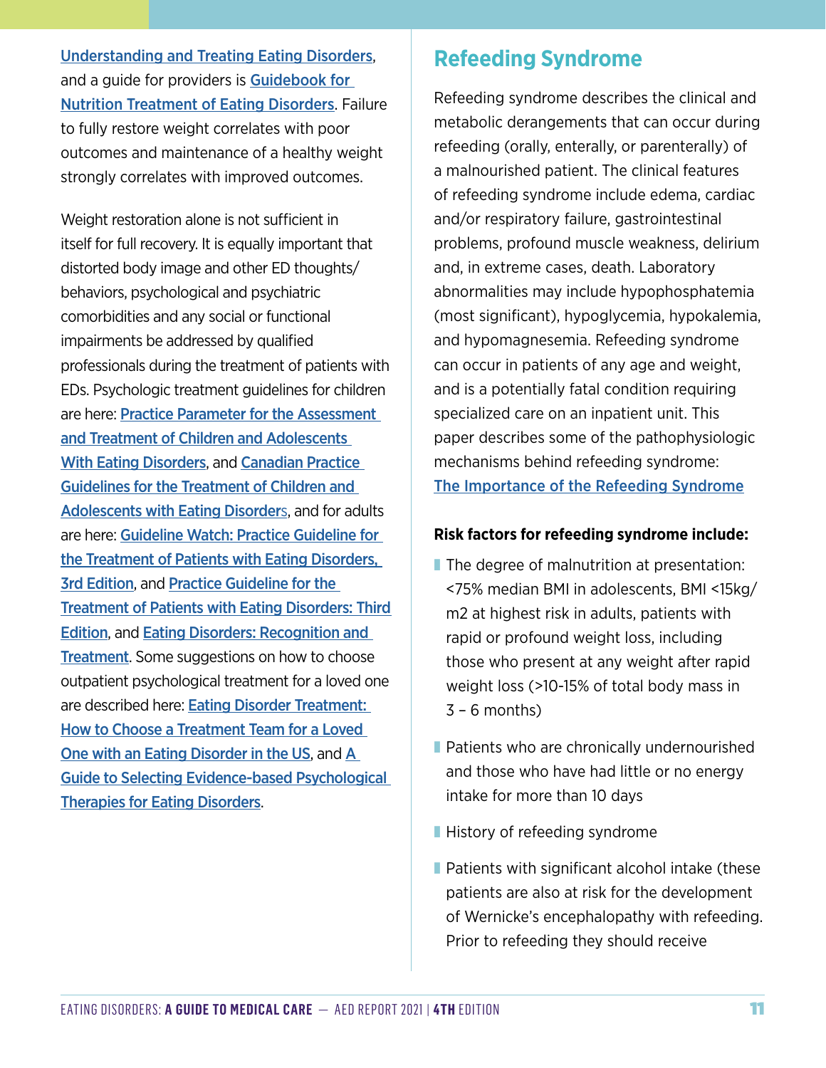Understanding and Treating Eating Disorders, and a guide for providers is Guidebook for Nutrition Treatment of Eating Disorders. Failure to fully restore weight correlates with poor outcomes and maintenance of a healthy weight strongly correlates with improved outcomes.

Weight restoration alone is not sufficient in itself for full recovery. It is equally important that distorted body image and other ED thoughts/behaviors, psychological and psychiatric comorbidities and any social or functional impairments be addressed by qualified professionals during the treatment of patients with EDs. Psychologic treatment guidelines for children are here: Practice Parameter for the Assessment and Treatment of Children and Adolescents With Eating Disorders, and Canadian Practice Guidelines for the Treatment of Children and Adolescents with Eating Disorders, and for adults are here: Guideline Watch: Practice Guideline for the Treatment of Patients with Eating Disorders, 3rd Edition, and Practice Guideline for the Treatment of Patients with Eating Disorders: Third Edition, and Eating Disorders: Recognition and Treatment. Some suggestions on how to choose outpatient psychological treatment for a loved one are described here: Eating Disorder Treatment: How to Choose a Treatment Team for a Loved One with an Eating Disorder in the US, and A Guide to Selecting Evidence-based Psychological Therapies for Eating Disorders.

## Refeeding Syndrome

Refeeding syndrome describes the clinical and metabolic derangements that can occur during refeeding (orally, enterally, or parenterally) of a malnourished patient. The clinical features of refeeding syndrome include edema, cardiac and/or respiratory failure, gastrointestinal problems, profound muscle weakness, delirium and, in extreme cases, death. Laboratory abnormalities may include hypophosphatemia (most significant), hypoglycemia, hypokalemia, and hypomagnesemia. Refeeding syndrome can occur in patients of any age and weight, and is a potentially fatal condition requiring specialized care on an inpatient unit. This paper describes some of the pathophysiologic mechanisms behind refeeding syndrome: The Importance of the Refeeding Syndrome

**Risk factors for refeeding syndrome include:**

- The degree of malnutrition at presentation: <75% median BMI in adolescents, BMI <15kg/m2 at highest risk in adults, patients with rapid or profound weight loss, including those who present at any weight after rapid weight loss (>10-15% of total body mass in 3 – 6 months)
- Patients who are chronically undernourished and those who have had little or no energy intake for more than 10 days
- History of refeeding syndrome
- Patients with significant alcohol intake (these patients are also at risk for the development of Wernicke's encephalopathy with refeeding. Prior to refeeding they should receive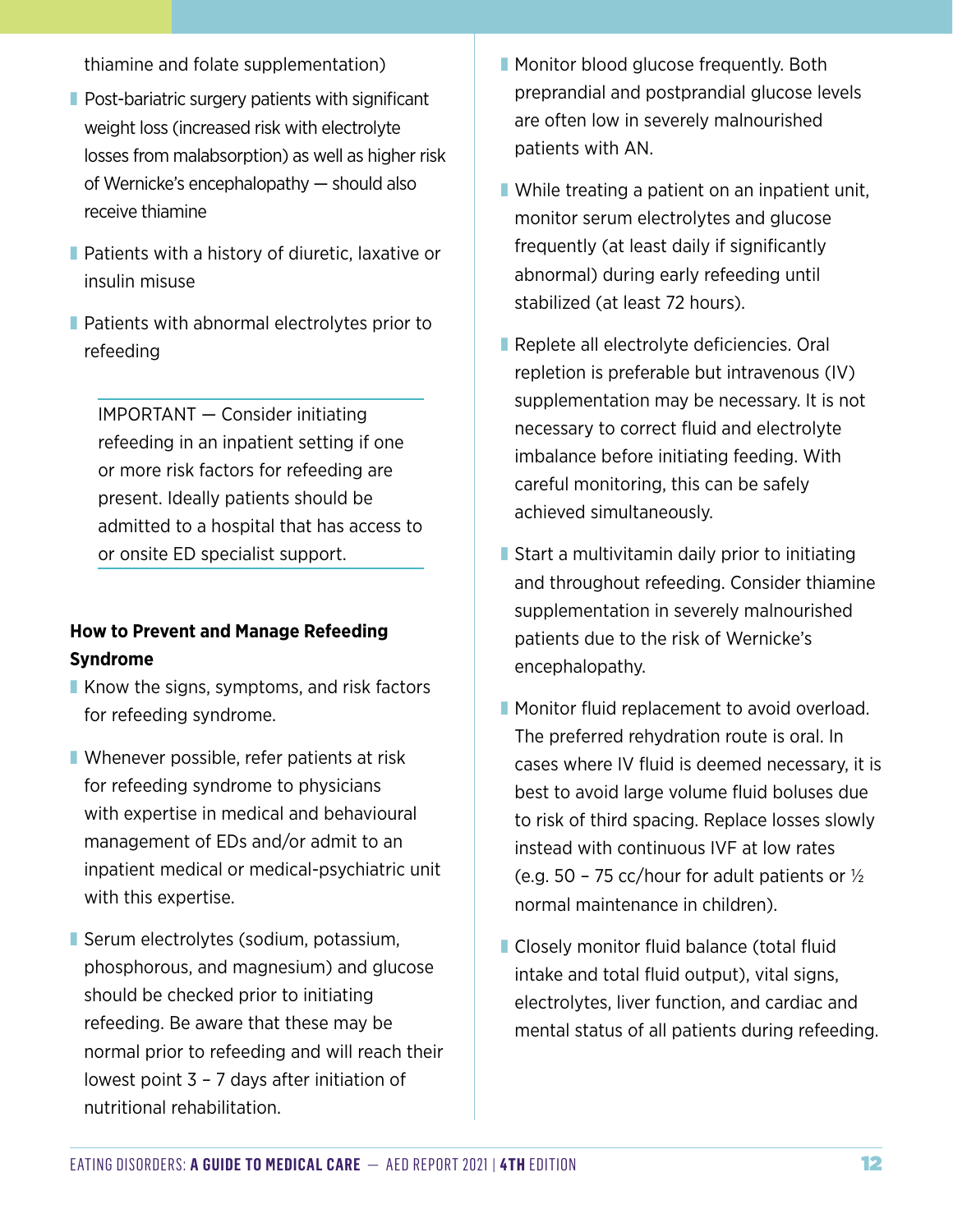thiamine and folate supplementation)

- Post-bariatric surgery patients with significant weight loss (increased risk with electrolyte losses from malabsorption) as well as higher risk of Wernicke's encephalopathy — should also receive thiamine
- Patients with a history of diuretic, laxative or insulin misuse
- Patients with abnormal electrolytes prior to refeeding

IMPORTANT — Consider initiating refeeding in an inpatient setting if one or more risk factors for refeeding are present. Ideally patients should be admitted to a hospital that has access to or onsite ED specialist support.

**How to Prevent and Manage Refeeding Syndrome**

- Know the signs, symptoms, and risk factors for refeeding syndrome.
- Whenever possible, refer patients at risk for refeeding syndrome to physicians with expertise in medical and behavioural management of EDs and/or admit to an inpatient medical or medical-psychiatric unit with this expertise.
- Serum electrolytes (sodium, potassium, phosphorous, and magnesium) and glucose should be checked prior to initiating refeeding. Be aware that these may be normal prior to refeeding and will reach their lowest point 3 – 7 days after initiation of nutritional rehabilitation.
- Monitor blood glucose frequently. Both preprandial and postprandial glucose levels are often low in severely malnourished patients with AN.
- While treating a patient on an inpatient unit, monitor serum electrolytes and glucose frequently (at least daily if significantly abnormal) during early refeeding until stabilized (at least 72 hours).
- Replete all electrolyte deficiencies. Oral repletion is preferable but intravenous (IV) supplementation may be necessary. It is not necessary to correct fluid and electrolyte imbalance before initiating feeding. With careful monitoring, this can be safely achieved simultaneously.
- Start a multivitamin daily prior to initiating and throughout refeeding. Consider thiamine supplementation in severely malnourished patients due to the risk of Wernicke's encephalopathy.
- Monitor fluid replacement to avoid overload. The preferred rehydration route is oral. In cases where IV fluid is deemed necessary, it is best to avoid large volume fluid boluses due to risk of third spacing. Replace losses slowly instead with continuous IVF at low rates (e.g. 50 – 75 cc/hour for adult patients or ½ normal maintenance in children).
- Closely monitor fluid balance (total fluid intake and total fluid output), vital signs, electrolytes, liver function, and cardiac and mental status of all patients during refeeding.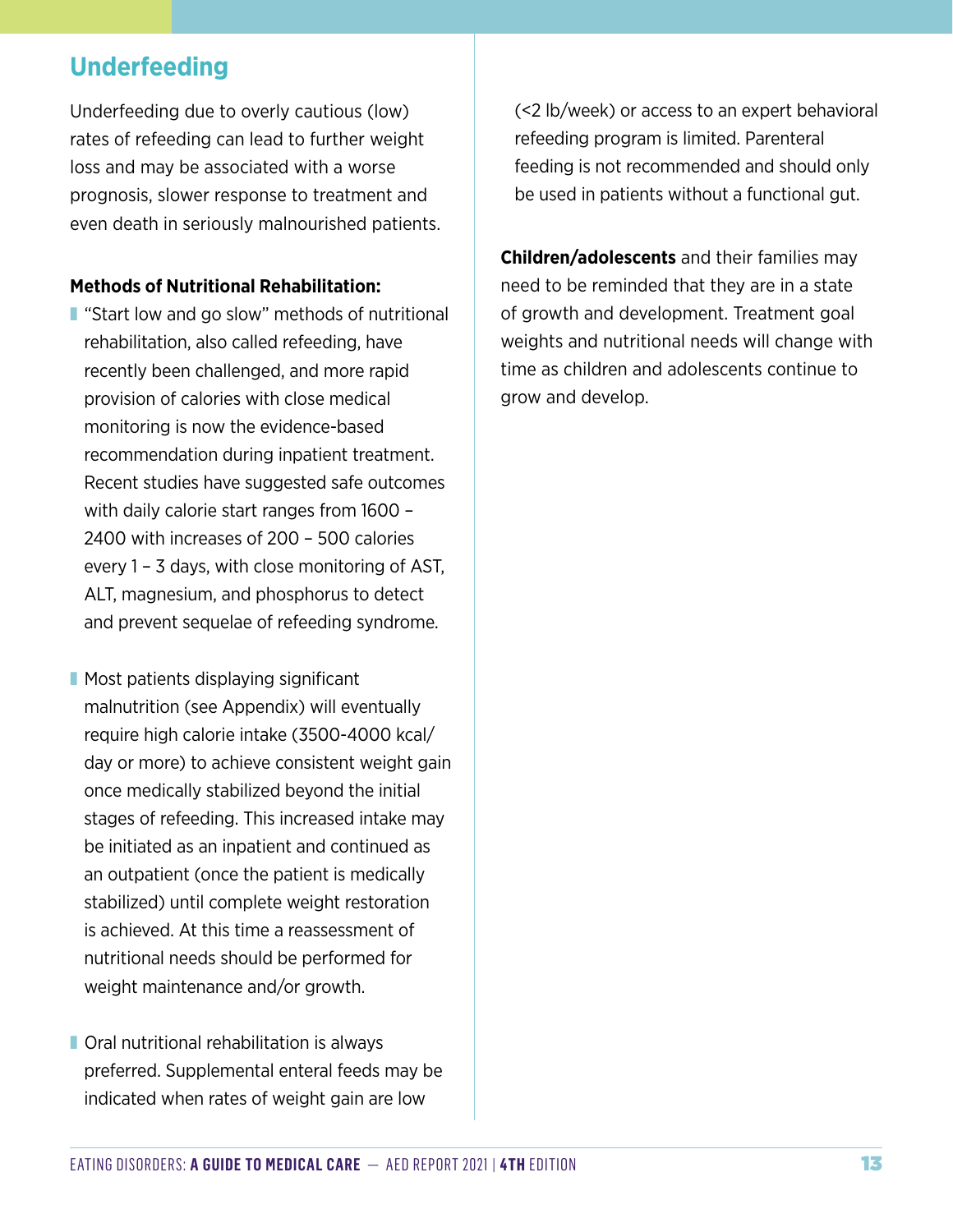## Underfeeding

Underfeeding due to overly cautious (low) rates of refeeding can lead to further weight loss and may be associated with a worse prognosis, slower response to treatment and even death in seriously malnourished patients.

**Methods of Nutritional Rehabilitation:**

- "Start low and go slow" methods of nutritional rehabilitation, also called refeeding, have recently been challenged, and more rapid provision of calories with close medical monitoring is now the evidence-based recommendation during inpatient treatment. Recent studies have suggested safe outcomes with daily calorie start ranges from 1600 – 2400 with increases of 200 – 500 calories every 1 – 3 days, with close monitoring of AST, ALT, magnesium, and phosphorus to detect and prevent sequelae of refeeding syndrome.

- Most patients displaying significant malnutrition (see Appendix) will eventually require high calorie intake (3500-4000 kcal/day or more) to achieve consistent weight gain once medically stabilized beyond the initial stages of refeeding. This increased intake may be initiated as an inpatient and continued as an outpatient (once the patient is medically stabilized) until complete weight restoration is achieved. At this time a reassessment of nutritional needs should be performed for weight maintenance and/or growth.

- Oral nutritional rehabilitation is always preferred. Supplemental enteral feeds may be indicated when rates of weight gain are low (<2 lb/week) or access to an expert behavioral refeeding program is limited. Parenteral feeding is not recommended and should only be used in patients without a functional gut.

**Children/adolescents** and their families may need to be reminded that they are in a state of growth and development. Treatment goal weights and nutritional needs will change with time as children and adolescents continue to grow and develop.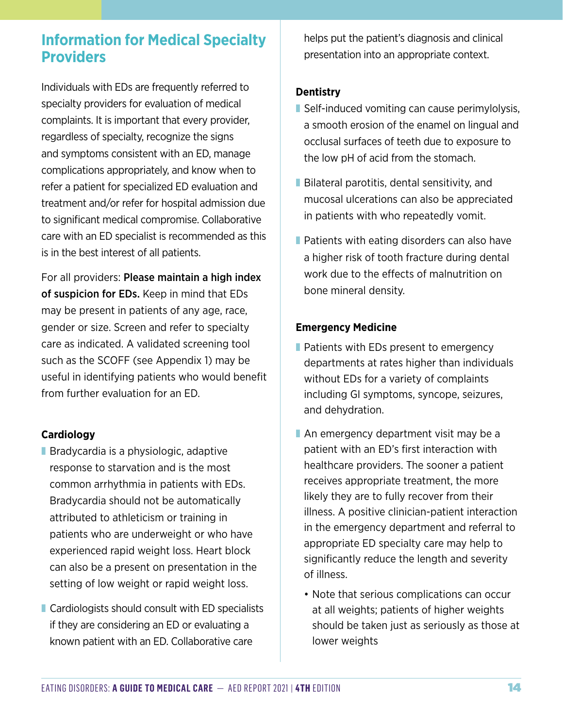## Information for Medical Specialty Providers

Individuals with EDs are frequently referred to specialty providers for evaluation of medical complaints. It is important that every provider, regardless of specialty, recognize the signs and symptoms consistent with an ED, manage complications appropriately, and know when to refer a patient for specialized ED evaluation and treatment and/or refer for hospital admission due to significant medical compromise. Collaborative care with an ED specialist is recommended as this is in the best interest of all patients.

For all providers: **Please maintain a high index of suspicion for EDs.** Keep in mind that EDs may be present in patients of any age, race, gender or size. Screen and refer to specialty care as indicated. A validated screening tool such as the SCOFF (see Appendix 1) may be useful in identifying patients who would benefit from further evaluation for an ED.

### Cardiology

- Bradycardia is a physiologic, adaptive response to starvation and is the most common arrhythmia in patients with EDs. Bradycardia should not be automatically attributed to athleticism or training in patients who are underweight or who have experienced rapid weight loss. Heart block can also be a present on presentation in the setting of low weight or rapid weight loss.
- Cardiologists should consult with ED specialists if they are considering an ED or evaluating a known patient with an ED. Collaborative care helps put the patient's diagnosis and clinical presentation into an appropriate context.

### Dentistry

- Self-induced vomiting can cause perimylolysis, a smooth erosion of the enamel on lingual and occlusal surfaces of teeth due to exposure to the low pH of acid from the stomach.
- Bilateral parotitis, dental sensitivity, and mucosal ulcerations can also be appreciated in patients with who repeatedly vomit.
- Patients with eating disorders can also have a higher risk of tooth fracture during dental work due to the effects of malnutrition on bone mineral density.

### Emergency Medicine

- Patients with EDs present to emergency departments at rates higher than individuals without EDs for a variety of complaints including GI symptoms, syncope, seizures, and dehydration.
- An emergency department visit may be a patient with an ED's first interaction with healthcare providers. The sooner a patient receives appropriate treatment, the more likely they are to fully recover from their illness. A positive clinician-patient interaction in the emergency department and referral to appropriate ED specialty care may help to significantly reduce the length and severity of illness.
  - Note that serious complications can occur at all weights; patients of higher weights should be taken just as seriously as those at lower weights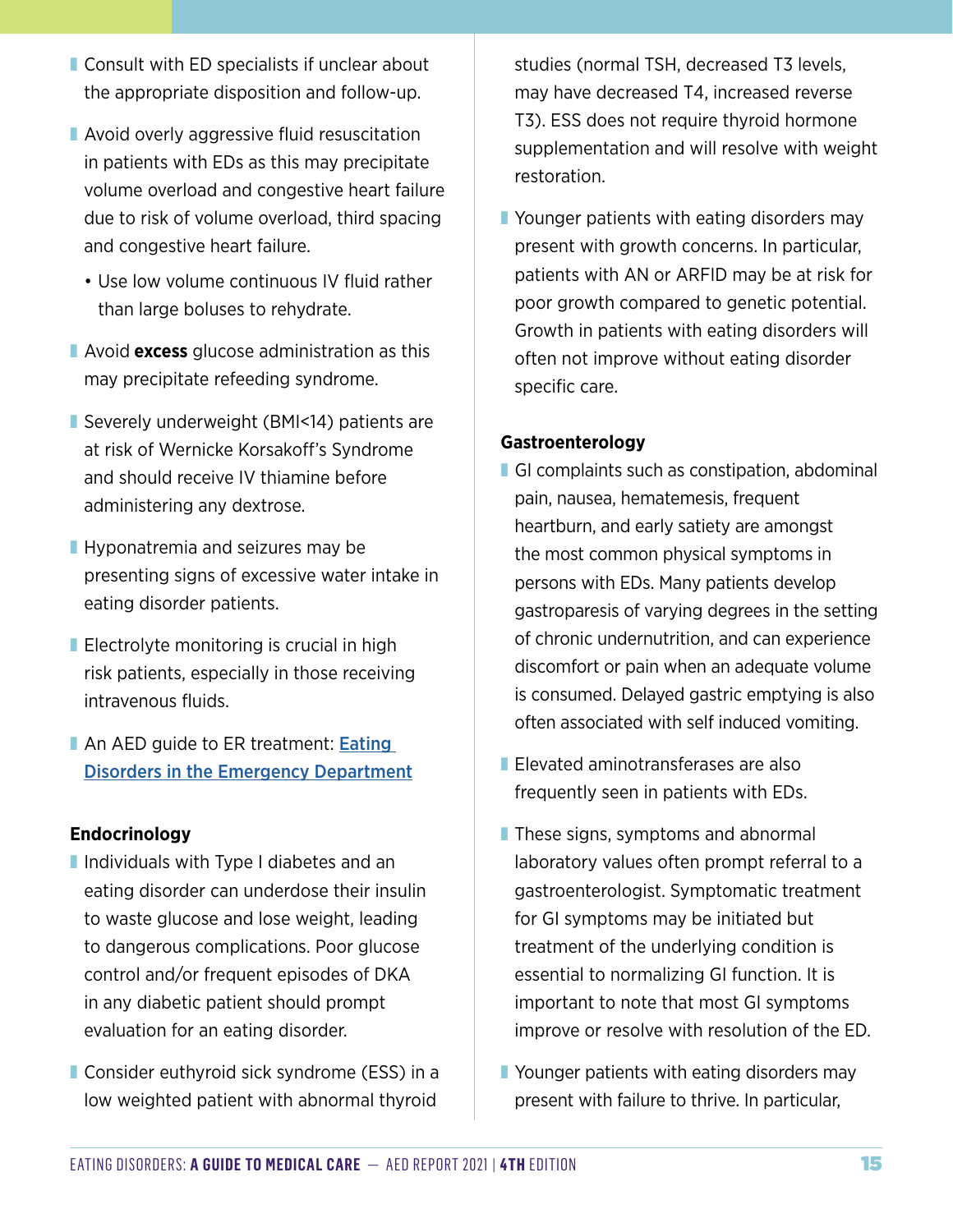- Consult with ED specialists if unclear about the appropriate disposition and follow-up.
- Avoid overly aggressive fluid resuscitation in patients with EDs as this may precipitate volume overload and congestive heart failure due to risk of volume overload, third spacing and congestive heart failure.
  - Use low volume continuous IV fluid rather than large boluses to rehydrate.
- Avoid **excess** glucose administration as this may precipitate refeeding syndrome.
- Severely underweight (BMI<14) patients are at risk of Wernicke Korsakoff's Syndrome and should receive IV thiamine before administering any dextrose.
- Hyponatremia and seizures may be presenting signs of excessive water intake in eating disorder patients.
- Electrolyte monitoring is crucial in high risk patients, especially in those receiving intravenous fluids.
- An AED guide to ER treatment: [Eating Disorders in the Emergency Department]

**Endocrinology**

- Individuals with Type I diabetes and an eating disorder can underdose their insulin to waste glucose and lose weight, leading to dangerous complications. Poor glucose control and/or frequent episodes of DKA in any diabetic patient should prompt evaluation for an eating disorder.
- Consider euthyroid sick syndrome (ESS) in a low weighted patient with abnormal thyroid studies (normal TSH, decreased T3 levels, may have decreased T4, increased reverse T3). ESS does not require thyroid hormone supplementation and will resolve with weight restoration.
- Younger patients with eating disorders may present with growth concerns. In particular, patients with AN or ARFID may be at risk for poor growth compared to genetic potential. Growth in patients with eating disorders will often not improve without eating disorder specific care.

**Gastroenterology**

- GI complaints such as constipation, abdominal pain, nausea, hematemesis, frequent heartburn, and early satiety are amongst the most common physical symptoms in persons with EDs. Many patients develop gastroparesis of varying degrees in the setting of chronic undernutrition, and can experience discomfort or pain when an adequate volume is consumed. Delayed gastric emptying is also often associated with self induced vomiting.
- Elevated aminotransferases are also frequently seen in patients with EDs.
- These signs, symptoms and abnormal laboratory values often prompt referral to a gastroenterologist. Symptomatic treatment for GI symptoms may be initiated but treatment of the underlying condition is essential to normalizing GI function. It is important to note that most GI symptoms improve or resolve with resolution of the ED.
- Younger patients with eating disorders may present with failure to thrive. In particular,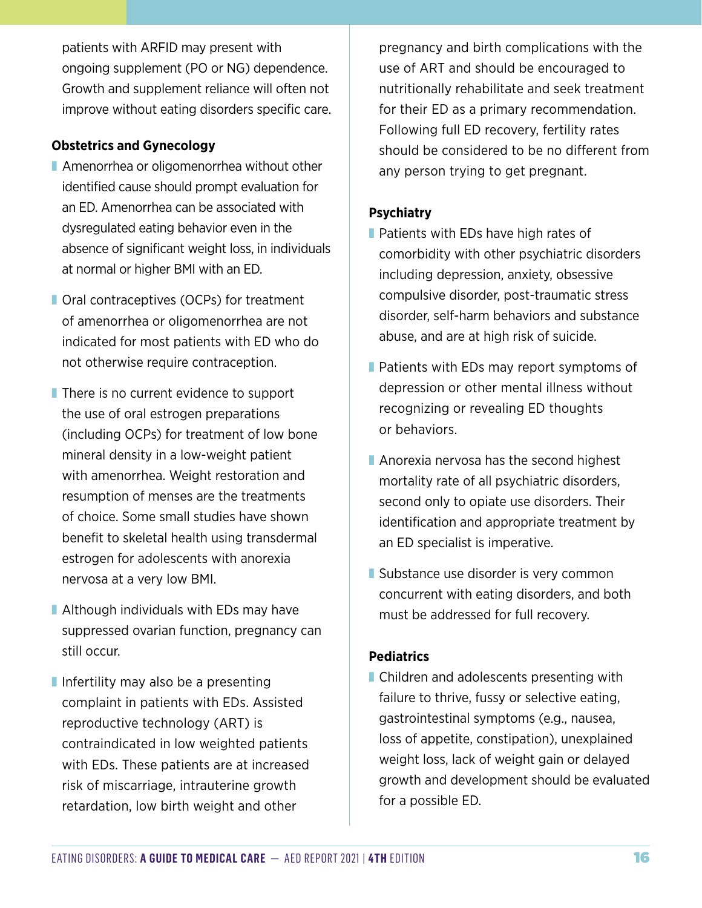patients with ARFID may present with ongoing supplement (PO or NG) dependence. Growth and supplement reliance will often not improve without eating disorders specific care.

### Obstetrics and Gynecology

- Amenorrhea or oligomenorrhea without other identified cause should prompt evaluation for an ED. Amenorrhea can be associated with dysregulated eating behavior even in the absence of significant weight loss, in individuals at normal or higher BMI with an ED.
- Oral contraceptives (OCPs) for treatment of amenorrhea or oligomenorrhea are not indicated for most patients with ED who do not otherwise require contraception.
- There is no current evidence to support the use of oral estrogen preparations (including OCPs) for treatment of low bone mineral density in a low-weight patient with amenorrhea. Weight restoration and resumption of menses are the treatments of choice. Some small studies have shown benefit to skeletal health using transdermal estrogen for adolescents with anorexia nervosa at a very low BMI.
- Although individuals with EDs may have suppressed ovarian function, pregnancy can still occur.
- Infertility may also be a presenting complaint in patients with EDs. Assisted reproductive technology (ART) is contraindicated in low weighted patients with EDs. These patients are at increased risk of miscarriage, intrauterine growth retardation, low birth weight and other pregnancy and birth complications with the use of ART and should be encouraged to nutritionally rehabilitate and seek treatment for their ED as a primary recommendation. Following full ED recovery, fertility rates should be considered to be no different from any person trying to get pregnant.

### Psychiatry

- Patients with EDs have high rates of comorbidity with other psychiatric disorders including depression, anxiety, obsessive compulsive disorder, post-traumatic stress disorder, self-harm behaviors and substance abuse, and are at high risk of suicide.
- Patients with EDs may report symptoms of depression or other mental illness without recognizing or revealing ED thoughts or behaviors.
- Anorexia nervosa has the second highest mortality rate of all psychiatric disorders, second only to opiate use disorders. Their identification and appropriate treatment by an ED specialist is imperative.
- Substance use disorder is very common concurrent with eating disorders, and both must be addressed for full recovery.

### Pediatrics

- Children and adolescents presenting with failure to thrive, fussy or selective eating, gastrointestinal symptoms (e.g., nausea, loss of appetite, constipation), unexplained weight loss, lack of weight gain or delayed growth and development should be evaluated for a possible ED.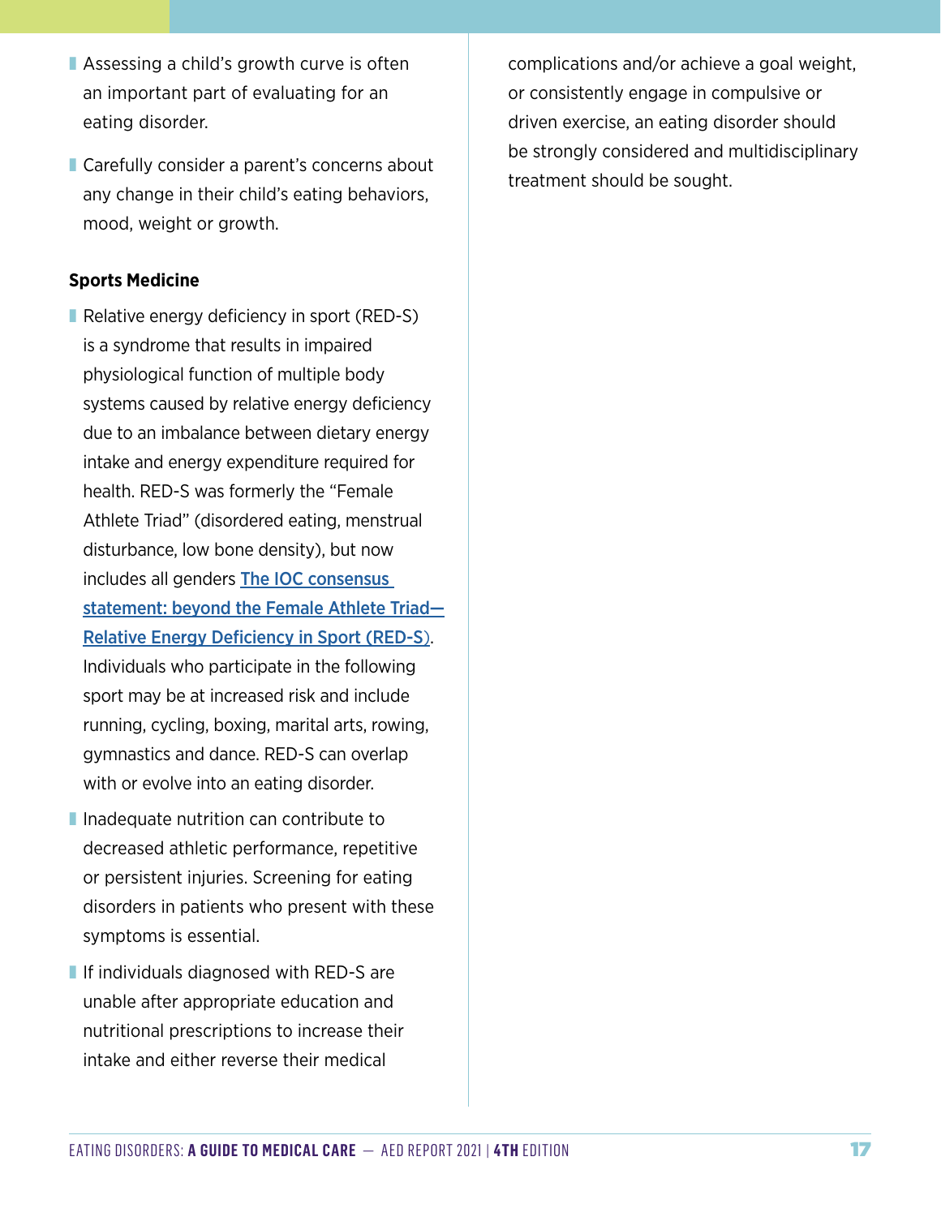- Assessing a child's growth curve is often an important part of evaluating for an eating disorder.
- Carefully consider a parent's concerns about any change in their child's eating behaviors, mood, weight or growth.

**Sports Medicine**

- Relative energy deficiency in sport (RED-S) is a syndrome that results in impaired physiological function of multiple body systems caused by relative energy deficiency due to an imbalance between dietary energy intake and energy expenditure required for health. RED-S was formerly the "Female Athlete Triad" (disordered eating, menstrual disturbance, low bone density), but now includes all genders The IOC consensus statement: beyond the Female Athlete Triad—Relative Energy Deficiency in Sport (RED-S). Individuals who participate in the following sport may be at increased risk and include running, cycling, boxing, marital arts, rowing, gymnastics and dance. RED-S can overlap with or evolve into an eating disorder.
- Inadequate nutrition can contribute to decreased athletic performance, repetitive or persistent injuries. Screening for eating disorders in patients who present with these symptoms is essential.
- If individuals diagnosed with RED-S are unable after appropriate education and nutritional prescriptions to increase their intake and either reverse their medical complications and/or achieve a goal weight, or consistently engage in compulsive or driven exercise, an eating disorder should be strongly considered and multidisciplinary treatment should be sought.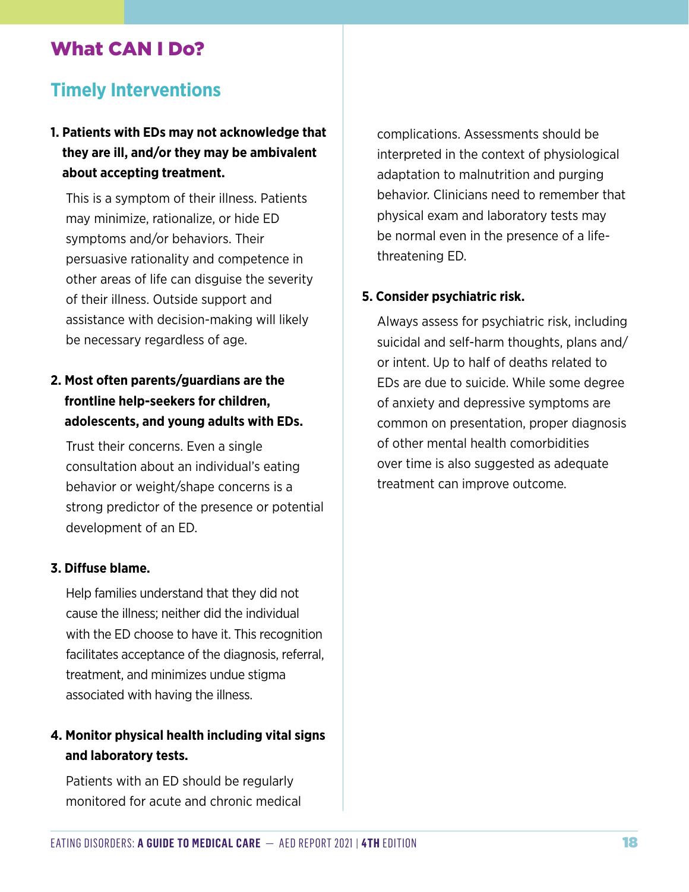# What CAN I Do?

## Timely Interventions

**1. Patients with EDs may not acknowledge that they are ill, and/or they may be ambivalent about accepting treatment.**

This is a symptom of their illness. Patients may minimize, rationalize, or hide ED symptoms and/or behaviors. Their persuasive rationality and competence in other areas of life can disguise the severity of their illness. Outside support and assistance with decision-making will likely be necessary regardless of age.

**2. Most often parents/guardians are the frontline help-seekers for children, adolescents, and young adults with EDs.**

Trust their concerns. Even a single consultation about an individual's eating behavior or weight/shape concerns is a strong predictor of the presence or potential development of an ED.

**3. Diffuse blame.**

Help families understand that they did not cause the illness; neither did the individual with the ED choose to have it. This recognition facilitates acceptance of the diagnosis, referral, treatment, and minimizes undue stigma associated with having the illness.

**4. Monitor physical health including vital signs and laboratory tests.**

Patients with an ED should be regularly monitored for acute and chronic medical complications. Assessments should be interpreted in the context of physiological adaptation to malnutrition and purging behavior. Clinicians need to remember that physical exam and laboratory tests may be normal even in the presence of a life-threatening ED.

**5. Consider psychiatric risk.**

Always assess for psychiatric risk, including suicidal and self-harm thoughts, plans and/or intent. Up to half of deaths related to EDs are due to suicide. While some degree of anxiety and depressive symptoms are common on presentation, proper diagnosis of other mental health comorbidities over time is also suggested as adequate treatment can improve outcome.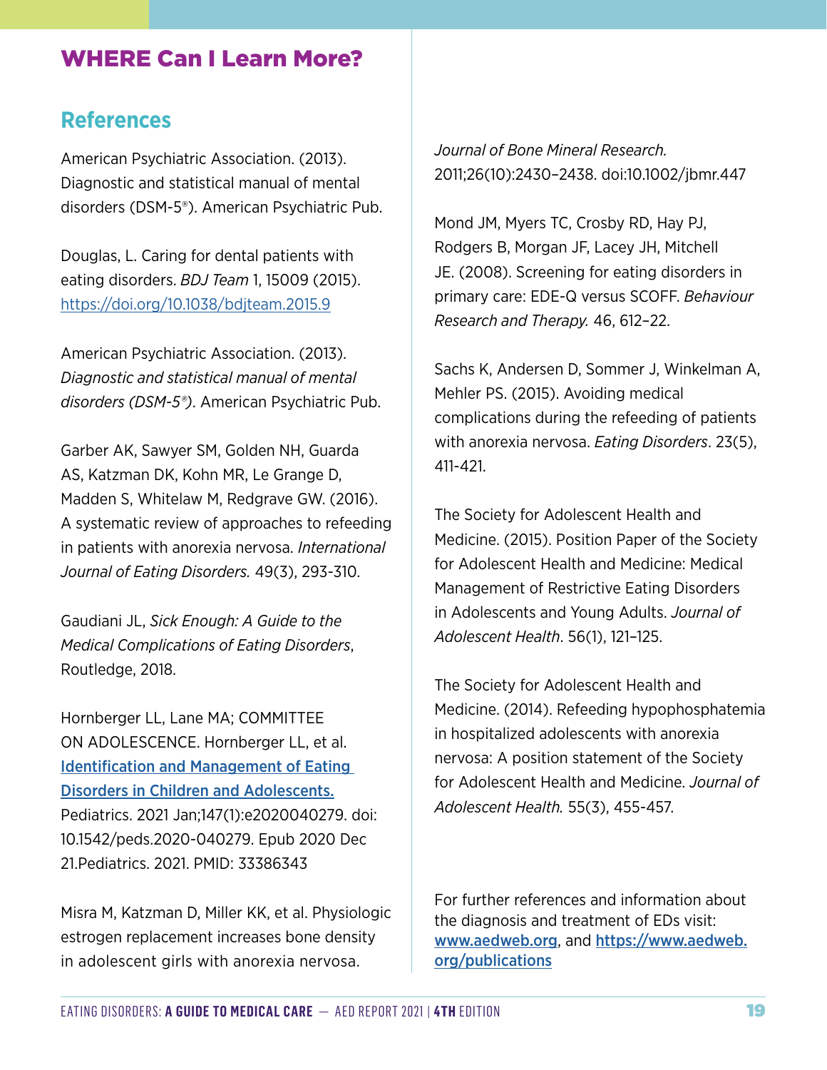# WHERE Can I Learn More?

## References

American Psychiatric Association. (2013). Diagnostic and statistical manual of mental disorders (DSM-5®). American Psychiatric Pub.

Douglas, L. Caring for dental patients with eating disorders. *BDJ Team* 1, 15009 (2015). https://doi.org/10.1038/bdjteam.2015.9

American Psychiatric Association. (2013). *Diagnostic and statistical manual of mental disorders (DSM-5®)*. American Psychiatric Pub.

Garber AK, Sawyer SM, Golden NH, Guarda AS, Katzman DK, Kohn MR, Le Grange D, Madden S, Whitelaw M, Redgrave GW. (2016). A systematic review of approaches to refeeding in patients with anorexia nervosa. *International Journal of Eating Disorders.* 49(3), 293-310.

Gaudiani JL, *Sick Enough: A Guide to the Medical Complications of Eating Disorders*, Routledge, 2018.

Hornberger LL, Lane MA; COMMITTEE ON ADOLESCENCE. Hornberger LL, et al. Identification and Management of Eating Disorders in Children and Adolescents. Pediatrics. 2021 Jan;147(1):e2020040279. doi: 10.1542/peds.2020-040279. Epub 2020 Dec 21.Pediatrics. 2021. PMID: 33386343

Misra M, Katzman D, Miller KK, et al. Physiologic estrogen replacement increases bone density in adolescent girls with anorexia nervosa. *Journal of Bone Mineral Research.* 2011;26(10):2430–2438. doi:10.1002/jbmr.447

Mond JM, Myers TC, Crosby RD, Hay PJ, Rodgers B, Morgan JF, Lacey JH, Mitchell JE. (2008). Screening for eating disorders in primary care: EDE-Q versus SCOFF. *Behaviour Research and Therapy.* 46, 612–22.

Sachs K, Andersen D, Sommer J, Winkelman A, Mehler PS. (2015). Avoiding medical complications during the refeeding of patients with anorexia nervosa. *Eating Disorders*. 23(5), 411-421.

The Society for Adolescent Health and Medicine. (2015). Position Paper of the Society for Adolescent Health and Medicine: Medical Management of Restrictive Eating Disorders in Adolescents and Young Adults. *Journal of Adolescent Health*. 56(1), 121–125.

The Society for Adolescent Health and Medicine. (2014). Refeeding hypophosphatemia in hospitalized adolescents with anorexia nervosa: A position statement of the Society for Adolescent Health and Medicine. *Journal of Adolescent Health.* 55(3), 455-457.

For further references and information about the diagnosis and treatment of EDs visit: www.aedweb.org, and https://www.aedweb.org/publications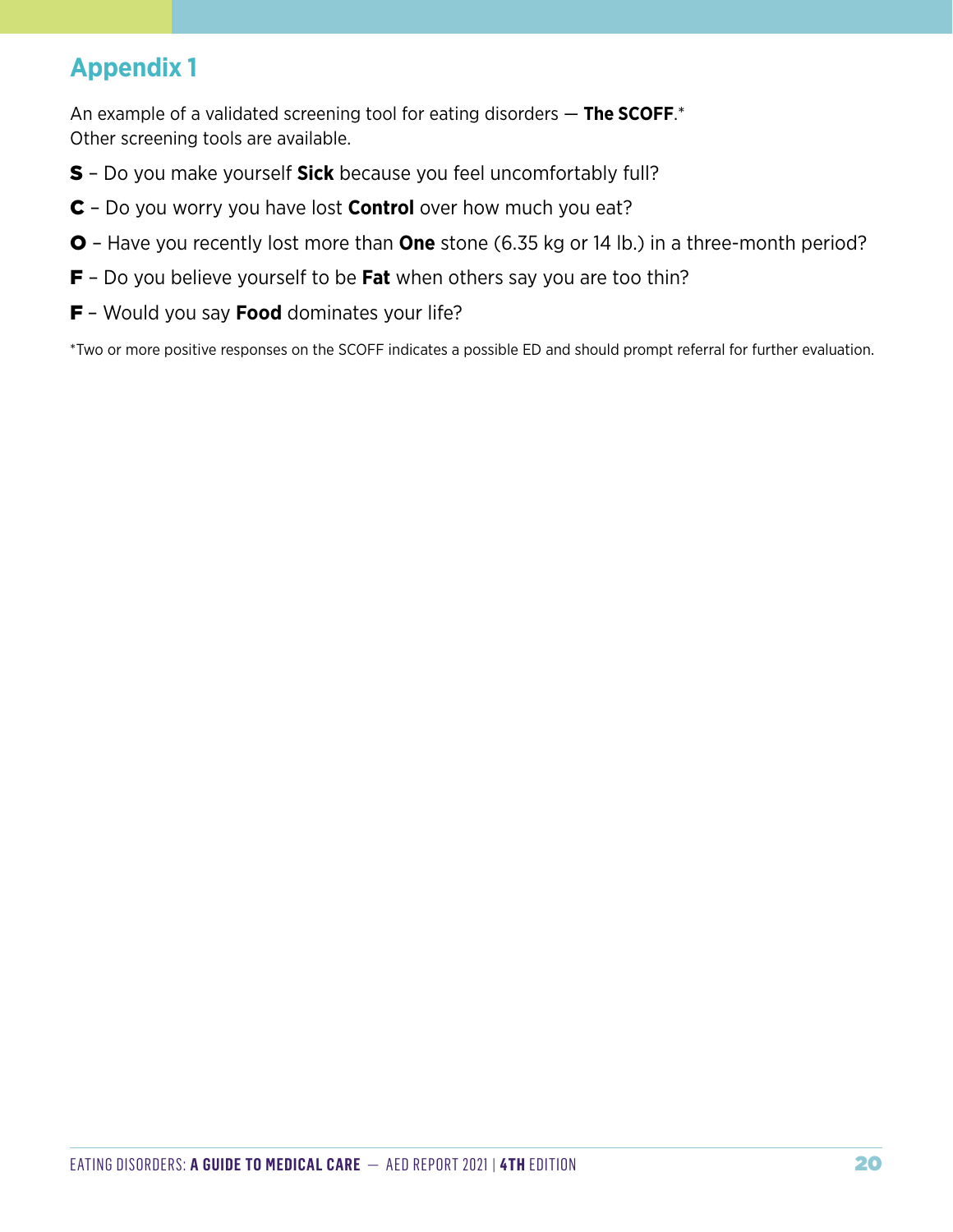## Appendix 1

An example of a validated screening tool for eating disorders — **The SCOFF**.*
Other screening tools are available.

**S** – Do you make yourself **Sick** because you feel uncomfortably full?

**C** – Do you worry you have lost **Control** over how much you eat?

**O** – Have you recently lost more than **One** stone (6.35 kg or 14 lb.) in a three-month period?

**F** – Do you believe yourself to be **Fat** when others say you are too thin?

**F** – Would you say **Food** dominates your life?

*Two or more positive responses on the SCOFF indicates a possible ED and should prompt referral for further evaluation.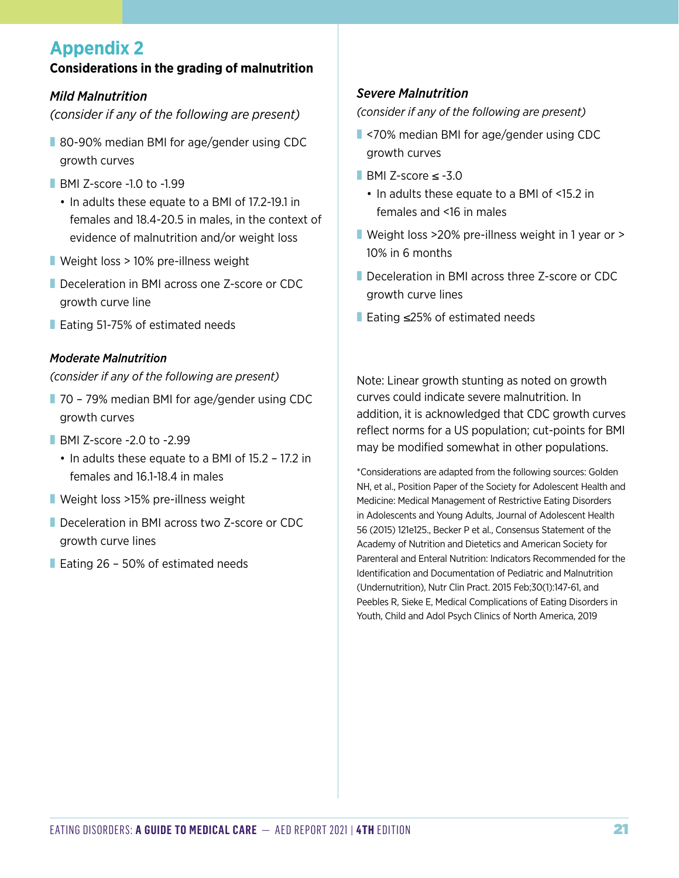## Appendix 2

**Considerations in the grading of malnutrition**

### *Mild Malnutrition*

*(consider if any of the following are present)*

- 80-90% median BMI for age/gender using CDC growth curves
- BMI Z-score -1.0 to -1.99
  - In adults these equate to a BMI of 17.2-19.1 in females and 18.4-20.5 in males, in the context of evidence of malnutrition and/or weight loss
- Weight loss > 10% pre-illness weight
- Deceleration in BMI across one Z-score or CDC growth curve line
- Eating 51-75% of estimated needs

### *Moderate Malnutrition*

*(consider if any of the following are present)*

- 70 – 79% median BMI for age/gender using CDC growth curves
- BMI Z-score -2.0 to -2.99
  - In adults these equate to a BMI of 15.2 – 17.2 in females and 16.1-18.4 in males
- Weight loss >15% pre-illness weight
- Deceleration in BMI across two Z-score or CDC growth curve lines
- Eating 26 – 50% of estimated needs

### *Severe Malnutrition*

*(consider if any of the following are present)*

- <70% median BMI for age/gender using CDC growth curves
- BMI Z-score ≤ -3.0
  - In adults these equate to a BMI of <15.2 in females and <16 in males
- Weight loss >20% pre-illness weight in 1 year or > 10% in 6 months
- Deceleration in BMI across three Z-score or CDC growth curve lines
- Eating ≤25% of estimated needs

Note: Linear growth stunting as noted on growth curves could indicate severe malnutrition. In addition, it is acknowledged that CDC growth curves reflect norms for a US population; cut-points for BMI may be modified somewhat in other populations.

*Considerations are adapted from the following sources: Golden NH, et al., Position Paper of the Society for Adolescent Health and Medicine: Medical Management of Restrictive Eating Disorders in Adolescents and Young Adults, Journal of Adolescent Health 56 (2015) 121e125., Becker P et al., Consensus Statement of the Academy of Nutrition and Dietetics and American Society for Parenteral and Enteral Nutrition: Indicators Recommended for the Identification and Documentation of Pediatric and Malnutrition (Undernutrition), Nutr Clin Pract. 2015 Feb;30(1):147-61, and Peebles R, Sieke E, Medical Complications of Eating Disorders in Youth, Child and Adol Psych Clinics of North America, 2019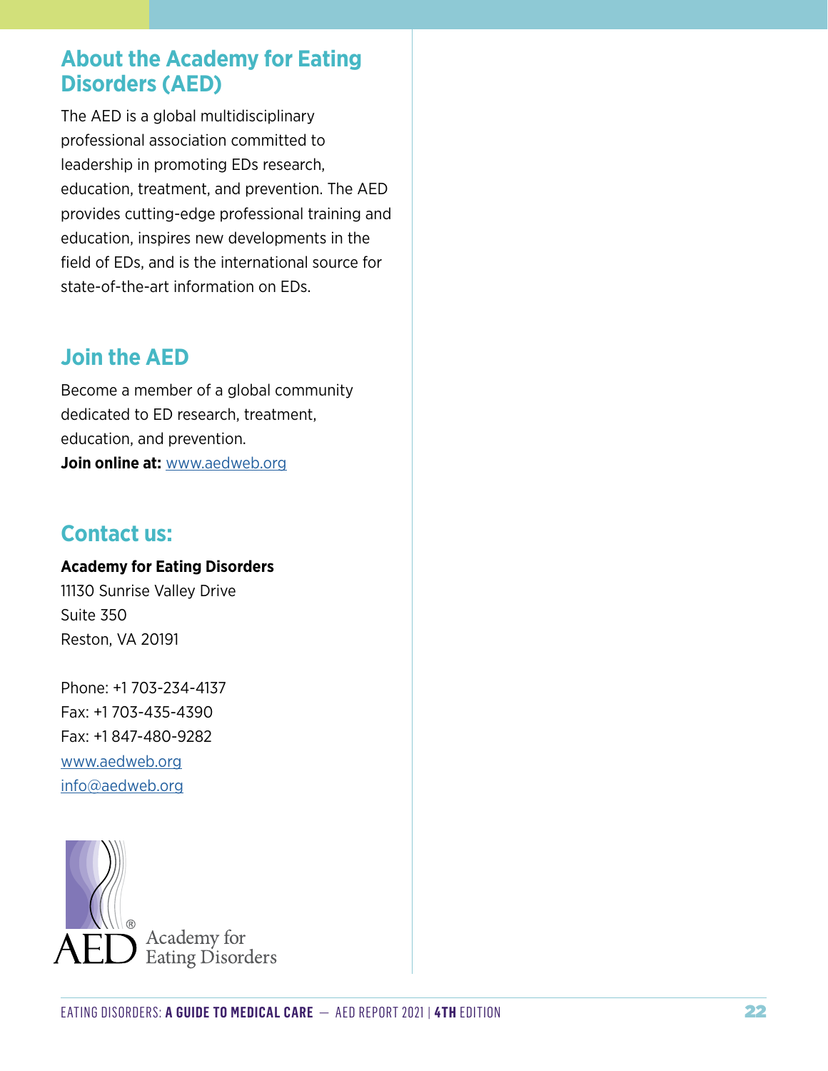## About the Academy for Eating Disorders (AED)

The AED is a global multidisciplinary professional association committed to leadership in promoting EDs research, education, treatment, and prevention. The AED provides cutting-edge professional training and education, inspires new developments in the field of EDs, and is the international source for state-of-the-art information on EDs.

## Join the AED

Become a member of a global community dedicated to ED research, treatment, education, and prevention.
**Join online at:** www.aedweb.org

## Contact us:

**Academy for Eating Disorders**
11130 Sunrise Valley Drive
Suite 350
Reston, VA 20191

Phone: +1 703-234-4137
Fax: +1 703-435-4390
Fax: +1 847-480-9282
www.aedweb.org
info@aedweb.org

AED Academy for Eating Disorders